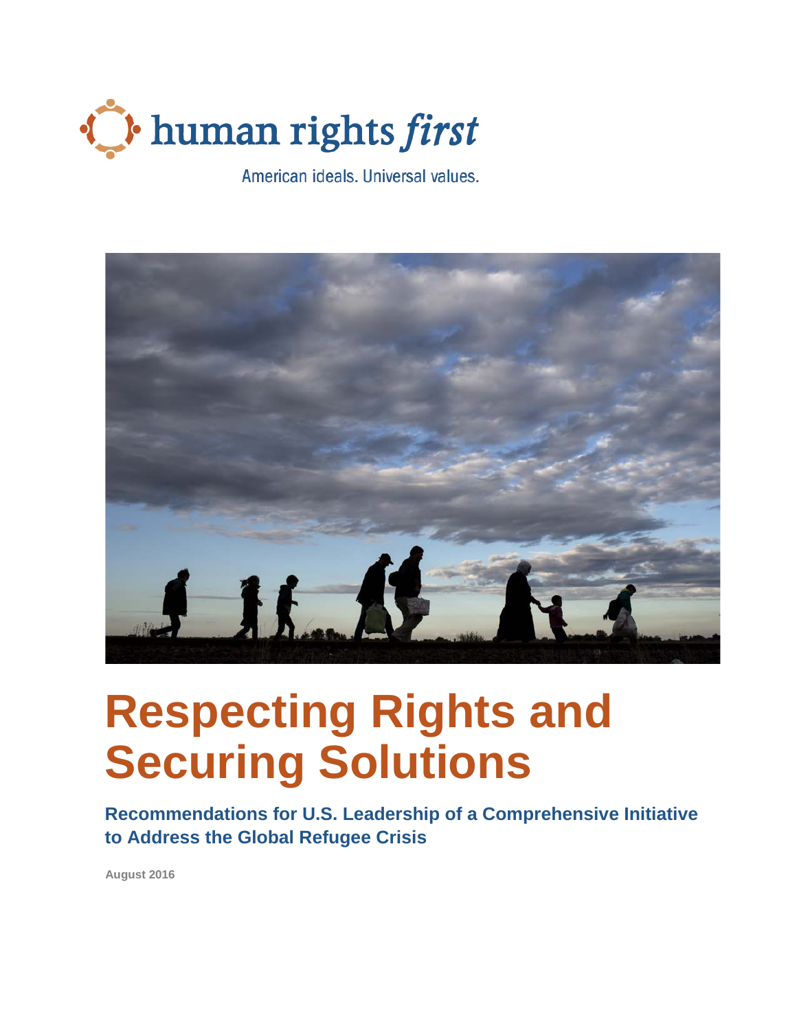human rights *first*

American ideals. Universal values.

# Respecting Rights and Securing Solutions

## Recommendations for U.S. Leadership of a Comprehensive Initiative to Address the Global Refugee Crisis

**August 2016**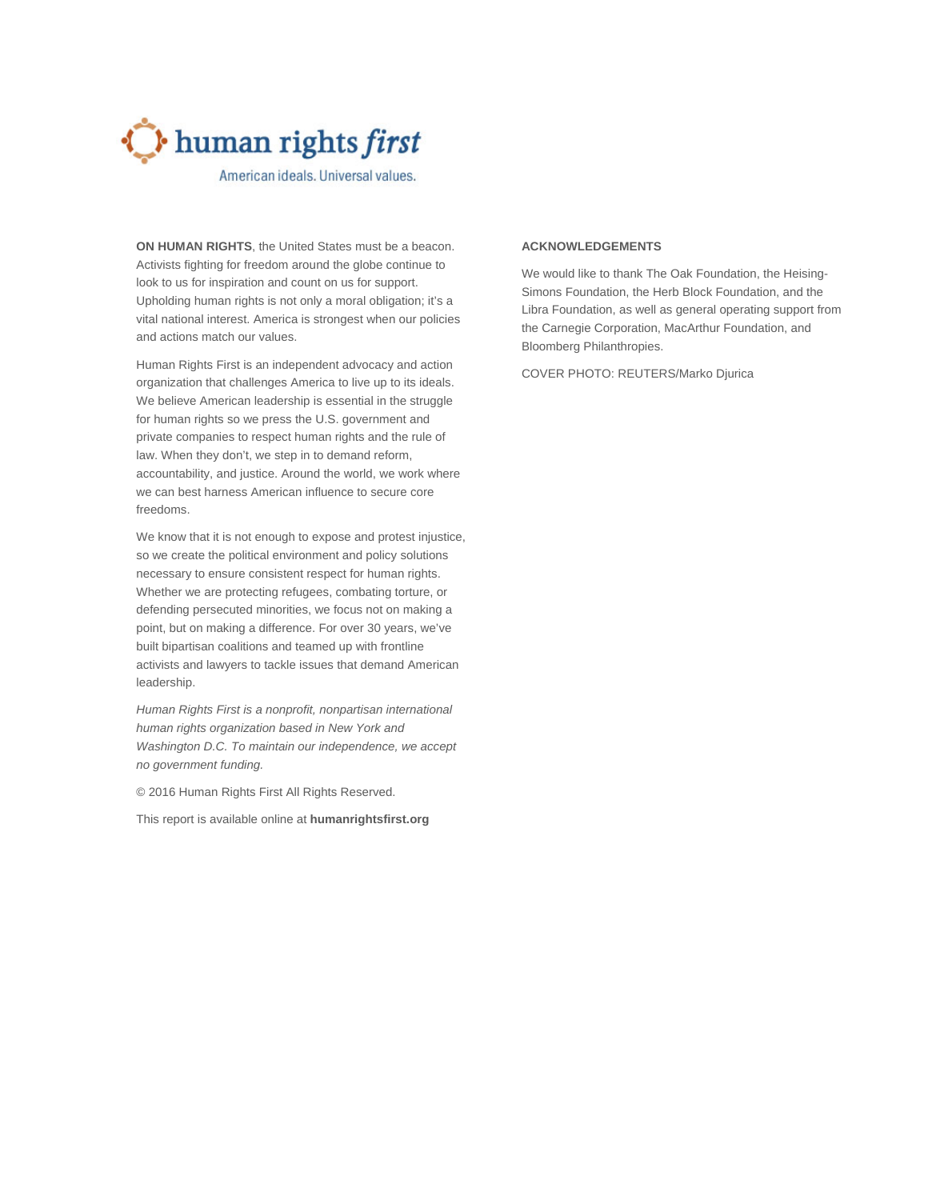human rights *first*

American ideals. Universal values.

**ON HUMAN RIGHTS**, the United States must be a beacon. Activists fighting for freedom around the globe continue to look to us for inspiration and count on us for support. Upholding human rights is not only a moral obligation; it's a vital national interest. America is strongest when our policies and actions match our values.

Human Rights First is an independent advocacy and action organization that challenges America to live up to its ideals. We believe American leadership is essential in the struggle for human rights so we press the U.S. government and private companies to respect human rights and the rule of law. When they don't, we step in to demand reform, accountability, and justice. Around the world, we work where we can best harness American influence to secure core freedoms.

We know that it is not enough to expose and protest injustice, so we create the political environment and policy solutions necessary to ensure consistent respect for human rights. Whether we are protecting refugees, combating torture, or defending persecuted minorities, we focus not on making a point, but on making a difference. For over 30 years, we've built bipartisan coalitions and teamed up with frontline activists and lawyers to tackle issues that demand American leadership.

*Human Rights First is a nonprofit, nonpartisan international human rights organization based in New York and Washington D.C. To maintain our independence, we accept no government funding.*

© 2016 Human Rights First All Rights Reserved.

This report is available online at **humanrightsfirst.org**

**ACKNOWLEDGEMENTS**

We would like to thank The Oak Foundation, the Heising-Simons Foundation, the Herb Block Foundation, and the Libra Foundation, as well as general operating support from the Carnegie Corporation, MacArthur Foundation, and Bloomberg Philanthropies.

COVER PHOTO: REUTERS/Marko Djurica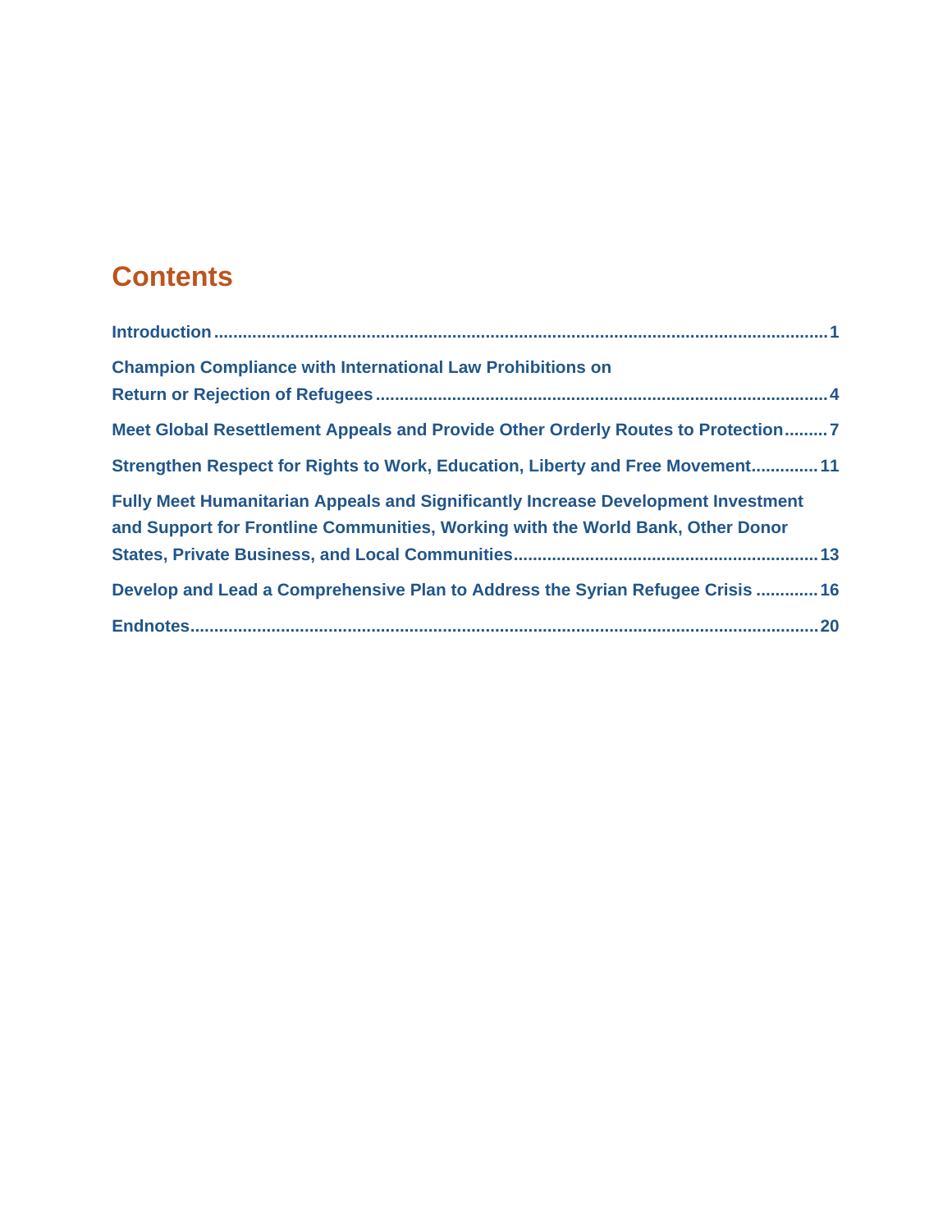# Contents

| | |
|---|---|
| **Introduction** | **1** |
| **Champion Compliance with International Law Prohibitions on Return or Rejection of Refugees** | **4** |
| **Meet Global Resettlement Appeals and Provide Other Orderly Routes to Protection** | **7** |
| **Strengthen Respect for Rights to Work, Education, Liberty and Free Movement** | **11** |
| **Fully Meet Humanitarian Appeals and Significantly Increase Development Investment and Support for Frontline Communities, Working with the World Bank, Other Donor States, Private Business, and Local Communities** | **13** |
| **Develop and Lead a Comprehensive Plan to Address the Syrian Refugee Crisis** | **16** |
| **Endnotes** | **20** |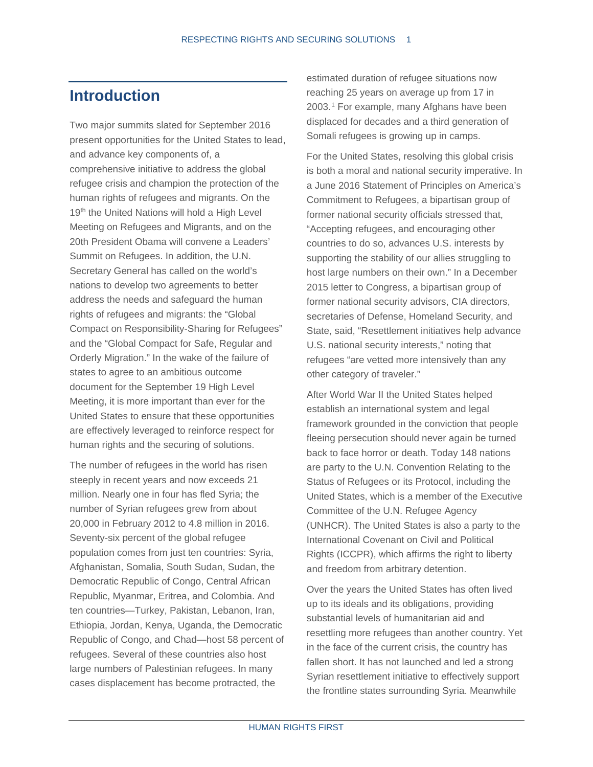# Introduction

Two major summits slated for September 2016 present opportunities for the United States to lead, and advance key components of, a comprehensive initiative to address the global refugee crisis and champion the protection of the human rights of refugees and migrants. On the 19th the United Nations will hold a High Level Meeting on Refugees and Migrants, and on the 20th President Obama will convene a Leaders' Summit on Refugees. In addition, the U.N. Secretary General has called on the world's nations to develop two agreements to better address the needs and safeguard the human rights of refugees and migrants: the "Global Compact on Responsibility-Sharing for Refugees" and the "Global Compact for Safe, Regular and Orderly Migration." In the wake of the failure of states to agree to an ambitious outcome document for the September 19 High Level Meeting, it is more important than ever for the United States to ensure that these opportunities are effectively leveraged to reinforce respect for human rights and the securing of solutions.

The number of refugees in the world has risen steeply in recent years and now exceeds 21 million. Nearly one in four has fled Syria; the number of Syrian refugees grew from about 20,000 in February 2012 to 4.8 million in 2016. Seventy-six percent of the global refugee population comes from just ten countries: Syria, Afghanistan, Somalia, South Sudan, Sudan, the Democratic Republic of Congo, Central African Republic, Myanmar, Eritrea, and Colombia. And ten countries—Turkey, Pakistan, Lebanon, Iran, Ethiopia, Jordan, Kenya, Uganda, the Democratic Republic of Congo, and Chad—host 58 percent of refugees. Several of these countries also host large numbers of Palestinian refugees. In many cases displacement has become protracted, the estimated duration of refugee situations now reaching 25 years on average up from 17 in 2003.[1] For example, many Afghans have been displaced for decades and a third generation of Somali refugees is growing up in camps.

For the United States, resolving this global crisis is both a moral and national security imperative. In a June 2016 Statement of Principles on America's Commitment to Refugees, a bipartisan group of former national security officials stressed that, "Accepting refugees, and encouraging other countries to do so, advances U.S. interests by supporting the stability of our allies struggling to host large numbers on their own." In a December 2015 letter to Congress, a bipartisan group of former national security advisors, CIA directors, secretaries of Defense, Homeland Security, and State, said, "Resettlement initiatives help advance U.S. national security interests," noting that refugees "are vetted more intensively than any other category of traveler."

After World War II the United States helped establish an international system and legal framework grounded in the conviction that people fleeing persecution should never again be turned back to face horror or death. Today 148 nations are party to the U.N. Convention Relating to the Status of Refugees or its Protocol, including the United States, which is a member of the Executive Committee of the U.N. Refugee Agency (UNHCR). The United States is also a party to the International Covenant on Civil and Political Rights (ICCPR), which affirms the right to liberty and freedom from arbitrary detention.

Over the years the United States has often lived up to its ideals and its obligations, providing substantial levels of humanitarian aid and resettling more refugees than another country. Yet in the face of the current crisis, the country has fallen short. It has not launched and led a strong Syrian resettlement initiative to effectively support the frontline states surrounding Syria. Meanwhile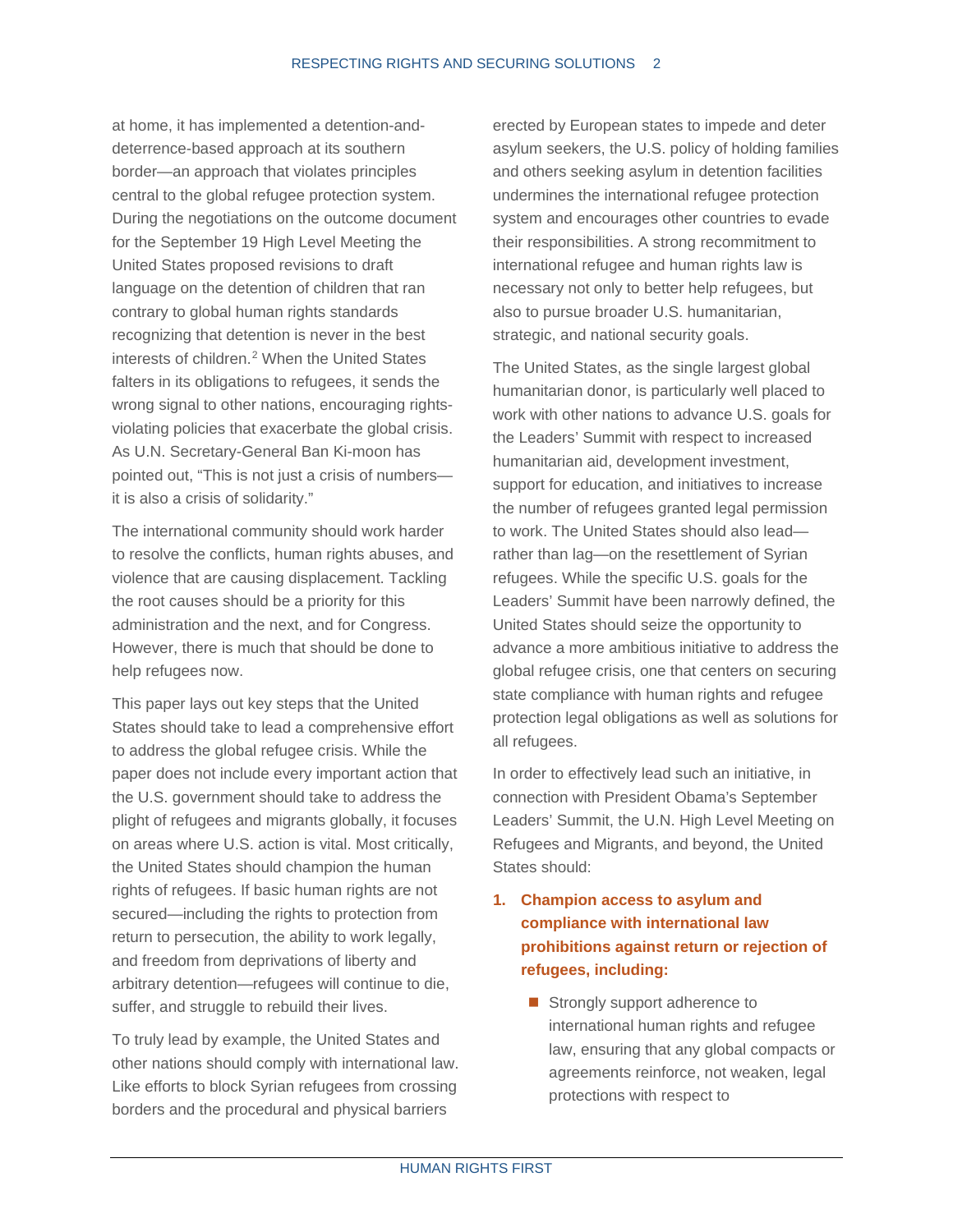at home, it has implemented a detention-and-deterrence-based approach at its southern border—an approach that violates principles central to the global refugee protection system. During the negotiations on the outcome document for the September 19 High Level Meeting the United States proposed revisions to draft language on the detention of children that ran contrary to global human rights standards recognizing that detention is never in the best interests of children.[2] When the United States falters in its obligations to refugees, it sends the wrong signal to other nations, encouraging rights-violating policies that exacerbate the global crisis. As U.N. Secretary-General Ban Ki-moon has pointed out, "This is not just a crisis of numbers—it is also a crisis of solidarity."

The international community should work harder to resolve the conflicts, human rights abuses, and violence that are causing displacement. Tackling the root causes should be a priority for this administration and the next, and for Congress. However, there is much that should be done to help refugees now.

This paper lays out key steps that the United States should take to lead a comprehensive effort to address the global refugee crisis. While the paper does not include every important action that the U.S. government should take to address the plight of refugees and migrants globally, it focuses on areas where U.S. action is vital. Most critically, the United States should champion the human rights of refugees. If basic human rights are not secured—including the rights to protection from return to persecution, the ability to work legally, and freedom from deprivations of liberty and arbitrary detention—refugees will continue to die, suffer, and struggle to rebuild their lives.

To truly lead by example, the United States and other nations should comply with international law. Like efforts to block Syrian refugees from crossing borders and the procedural and physical barriers erected by European states to impede and deter asylum seekers, the U.S. policy of holding families and others seeking asylum in detention facilities undermines the international refugee protection system and encourages other countries to evade their responsibilities. A strong recommitment to international refugee and human rights law is necessary not only to better help refugees, but also to pursue broader U.S. humanitarian, strategic, and national security goals.

The United States, as the single largest global humanitarian donor, is particularly well placed to work with other nations to advance U.S. goals for the Leaders' Summit with respect to increased humanitarian aid, development investment, support for education, and initiatives to increase the number of refugees granted legal permission to work. The United States should also lead—rather than lag—on the resettlement of Syrian refugees. While the specific U.S. goals for the Leaders' Summit have been narrowly defined, the United States should seize the opportunity to advance a more ambitious initiative to address the global refugee crisis, one that centers on securing state compliance with human rights and refugee protection legal obligations as well as solutions for all refugees.

In order to effectively lead such an initiative, in connection with President Obama's September Leaders' Summit, the U.N. High Level Meeting on Refugees and Migrants, and beyond, the United States should:

1. **Champion access to asylum and compliance with international law prohibitions against return or rejection of refugees, including:**
   - Strongly support adherence to international human rights and refugee law, ensuring that any global compacts or agreements reinforce, not weaken, legal protections with respect to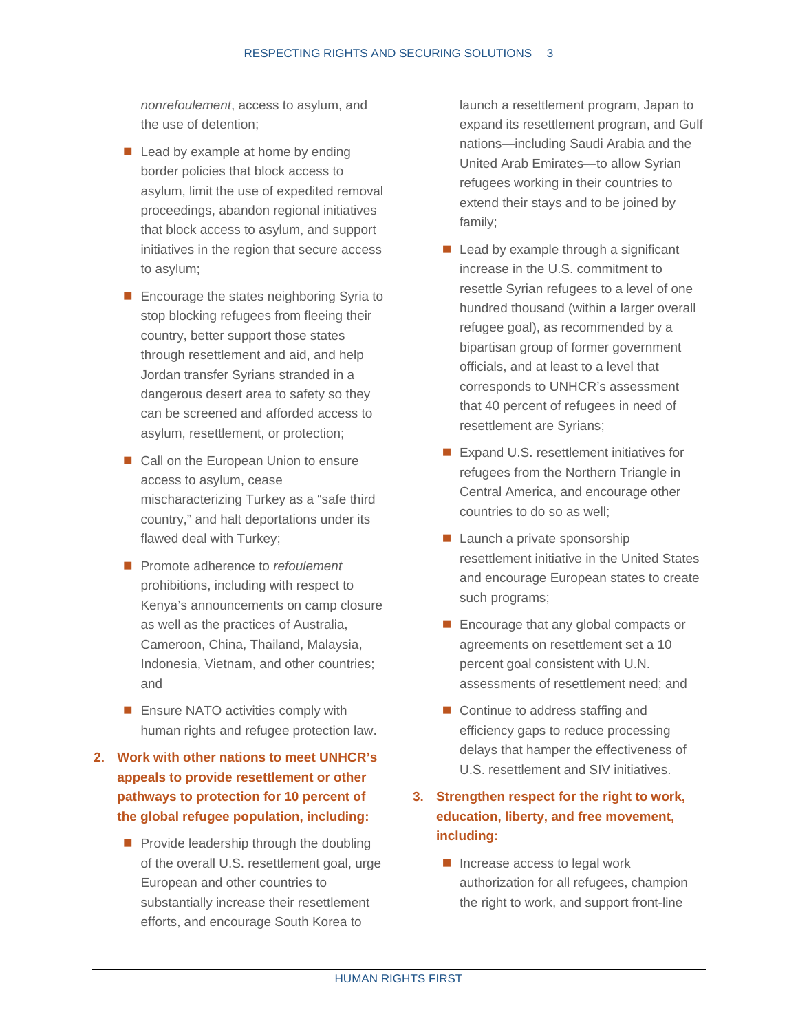*nonrefoulement*, access to asylum, and the use of detention;

- Lead by example at home by ending border policies that block access to asylum, limit the use of expedited removal proceedings, abandon regional initiatives that block access to asylum, and support initiatives in the region that secure access to asylum;
- Encourage the states neighboring Syria to stop blocking refugees from fleeing their country, better support those states through resettlement and aid, and help Jordan transfer Syrians stranded in a dangerous desert area to safety so they can be screened and afforded access to asylum, resettlement, or protection;
- Call on the European Union to ensure access to asylum, cease mischaracterizing Turkey as a "safe third country," and halt deportations under its flawed deal with Turkey;
- Promote adherence to *refoulement* prohibitions, including with respect to Kenya's announcements on camp closure as well as the practices of Australia, Cameroon, China, Thailand, Malaysia, Indonesia, Vietnam, and other countries; and
- Ensure NATO activities comply with human rights and refugee protection law.

2. **Work with other nations to meet UNHCR's appeals to provide resettlement or other pathways to protection for 10 percent of the global refugee population, including:**
   - Provide leadership through the doubling of the overall U.S. resettlement goal, urge European and other countries to substantially increase their resettlement efforts, and encourage South Korea to launch a resettlement program, Japan to expand its resettlement program, and Gulf nations—including Saudi Arabia and the United Arab Emirates—to allow Syrian refugees working in their countries to extend their stays and to be joined by family;
   - Lead by example through a significant increase in the U.S. commitment to resettle Syrian refugees to a level of one hundred thousand (within a larger overall refugee goal), as recommended by a bipartisan group of former government officials, and at least to a level that corresponds to UNHCR's assessment that 40 percent of refugees in need of resettlement are Syrians;
   - Expand U.S. resettlement initiatives for refugees from the Northern Triangle in Central America, and encourage other countries to do so as well;
   - Launch a private sponsorship resettlement initiative in the United States and encourage European states to create such programs;
   - Encourage that any global compacts or agreements on resettlement set a 10 percent goal consistent with U.N. assessments of resettlement need; and
   - Continue to address staffing and efficiency gaps to reduce processing delays that hamper the effectiveness of U.S. resettlement and SIV initiatives.

3. **Strengthen respect for the right to work, education, liberty, and free movement, including:**
   - Increase access to legal work authorization for all refugees, champion the right to work, and support front-line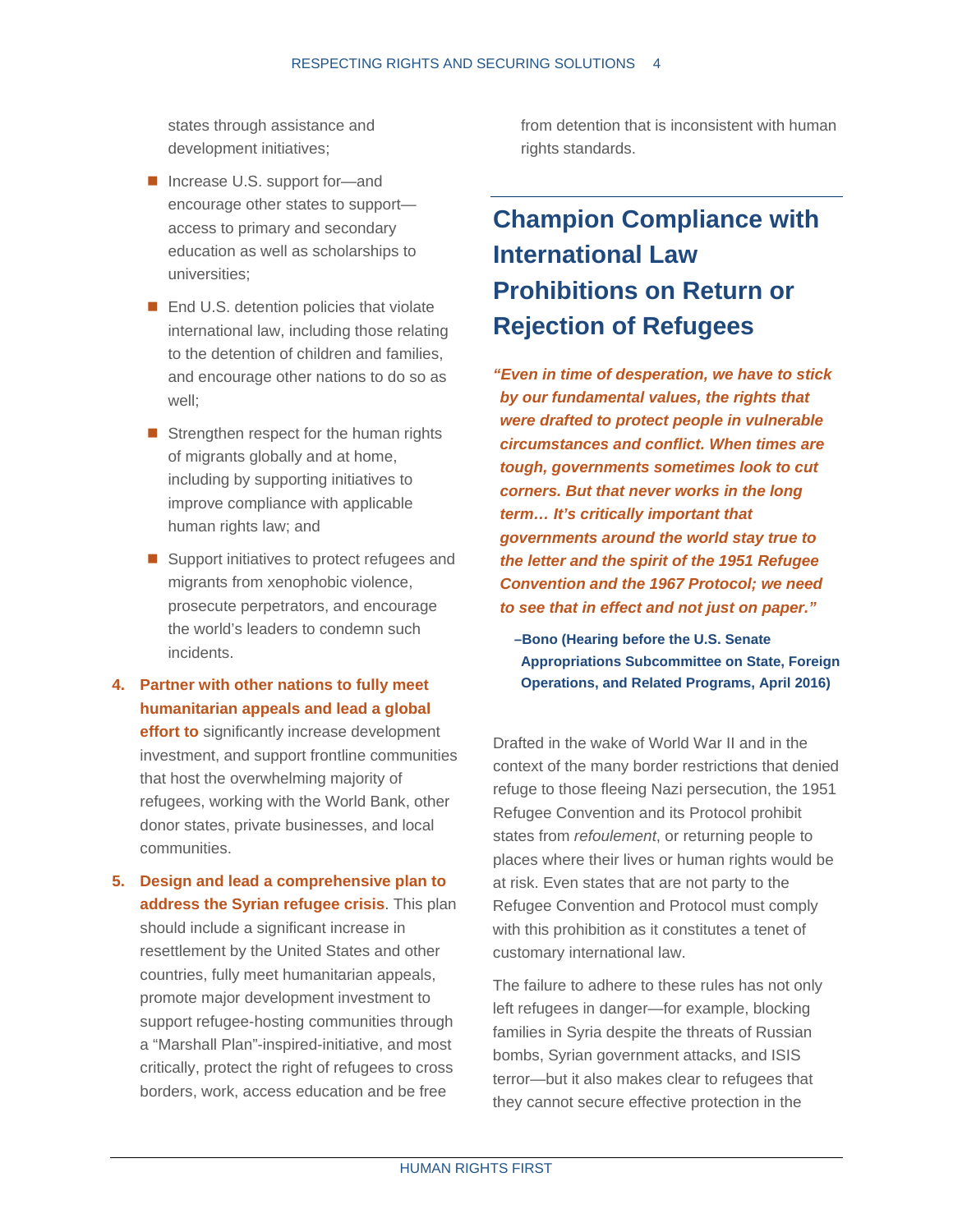states through assistance and development initiatives;

- Increase U.S. support for—and encourage other states to support—access to primary and secondary education as well as scholarships to universities;
- End U.S. detention policies that violate international law, including those relating to the detention of children and families, and encourage other nations to do so as well;
- Strengthen respect for the human rights of migrants globally and at home, including by supporting initiatives to improve compliance with applicable human rights law; and
- Support initiatives to protect refugees and migrants from xenophobic violence, prosecute perpetrators, and encourage the world's leaders to condemn such incidents.

4. **Partner with other nations to fully meet humanitarian appeals and lead a global effort to** significantly increase development investment, and support frontline communities that host the overwhelming majority of refugees, working with the World Bank, other donor states, private businesses, and local communities.
5. **Design and lead a comprehensive plan to address the Syrian refugee crisis**. This plan should include a significant increase in resettlement by the United States and other countries, fully meet humanitarian appeals, promote major development investment to support refugee-hosting communities through a "Marshall Plan"-inspired-initiative, and most critically, protect the right of refugees to cross borders, work, access education and be free from detention that is inconsistent with human rights standards.

## Champion Compliance with International Law Prohibitions on Return or Rejection of Refugees

***"Even in time of desperation, we have to stick by our fundamental values, the rights that were drafted to protect people in vulnerable circumstances and conflict. When times are tough, governments sometimes look to cut corners. But that never works in the long term… It's critically important that governments around the world stay true to the letter and the spirit of the 1951 Refugee Convention and the 1967 Protocol; we need to see that in effect and not just on paper."***

**–Bono (Hearing before the U.S. Senate Appropriations Subcommittee on State, Foreign Operations, and Related Programs, April 2016)**

Drafted in the wake of World War II and in the context of the many border restrictions that denied refuge to those fleeing Nazi persecution, the 1951 Refugee Convention and its Protocol prohibit states from *refoulement*, or returning people to places where their lives or human rights would be at risk. Even states that are not party to the Refugee Convention and Protocol must comply with this prohibition as it constitutes a tenet of customary international law.

The failure to adhere to these rules has not only left refugees in danger—for example, blocking families in Syria despite the threats of Russian bombs, Syrian government attacks, and ISIS terror—but it also makes clear to refugees that they cannot secure effective protection in the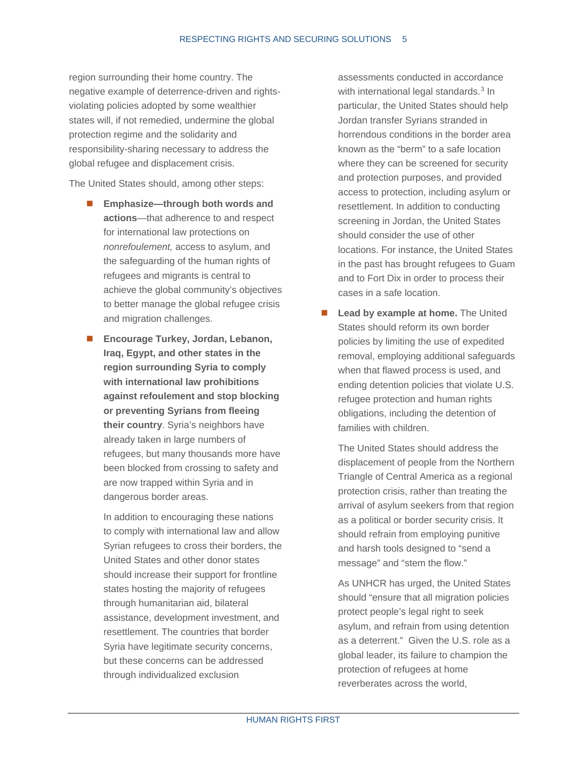region surrounding their home country. The negative example of deterrence-driven and rights-violating policies adopted by some wealthier states will, if not remedied, undermine the global protection regime and the solidarity and responsibility-sharing necessary to address the global refugee and displacement crisis.

The United States should, among other steps:

- **Emphasize—through both words and actions**—that adherence to and respect for international law protections on *nonrefoulement,* access to asylum, and the safeguarding of the human rights of refugees and migrants is central to achieve the global community's objectives to better manage the global refugee crisis and migration challenges.

- **Encourage Turkey, Jordan, Lebanon, Iraq, Egypt, and other states in the region surrounding Syria to comply with international law prohibitions against refoulement and stop blocking or preventing Syrians from fleeing their country**. Syria's neighbors have already taken in large numbers of refugees, but many thousands more have been blocked from crossing to safety and are now trapped within Syria and in dangerous border areas.

  In addition to encouraging these nations to comply with international law and allow Syrian refugees to cross their borders, the United States and other donor states should increase their support for frontline states hosting the majority of refugees through humanitarian aid, bilateral assistance, development investment, and resettlement. The countries that border Syria have legitimate security concerns, but these concerns can be addressed through individualized exclusion assessments conducted in accordance with international legal standards.[3] In particular, the United States should help Jordan transfer Syrians stranded in horrendous conditions in the border area known as the "berm" to a safe location where they can be screened for security and protection purposes, and provided access to protection, including asylum or resettlement. In addition to conducting screening in Jordan, the United States should consider the use of other locations. For instance, the United States in the past has brought refugees to Guam and to Fort Dix in order to process their cases in a safe location.

- **Lead by example at home.** The United States should reform its own border policies by limiting the use of expedited removal, employing additional safeguards when that flawed process is used, and ending detention policies that violate U.S. refugee protection and human rights obligations, including the detention of families with children.

  The United States should address the displacement of people from the Northern Triangle of Central America as a regional protection crisis, rather than treating the arrival of asylum seekers from that region as a political or border security crisis. It should refrain from employing punitive and harsh tools designed to "send a message" and "stem the flow."

  As UNHCR has urged, the United States should "ensure that all migration policies protect people's legal right to seek asylum, and refrain from using detention as a deterrent." Given the U.S. role as a global leader, its failure to champion the protection of refugees at home reverberates across the world,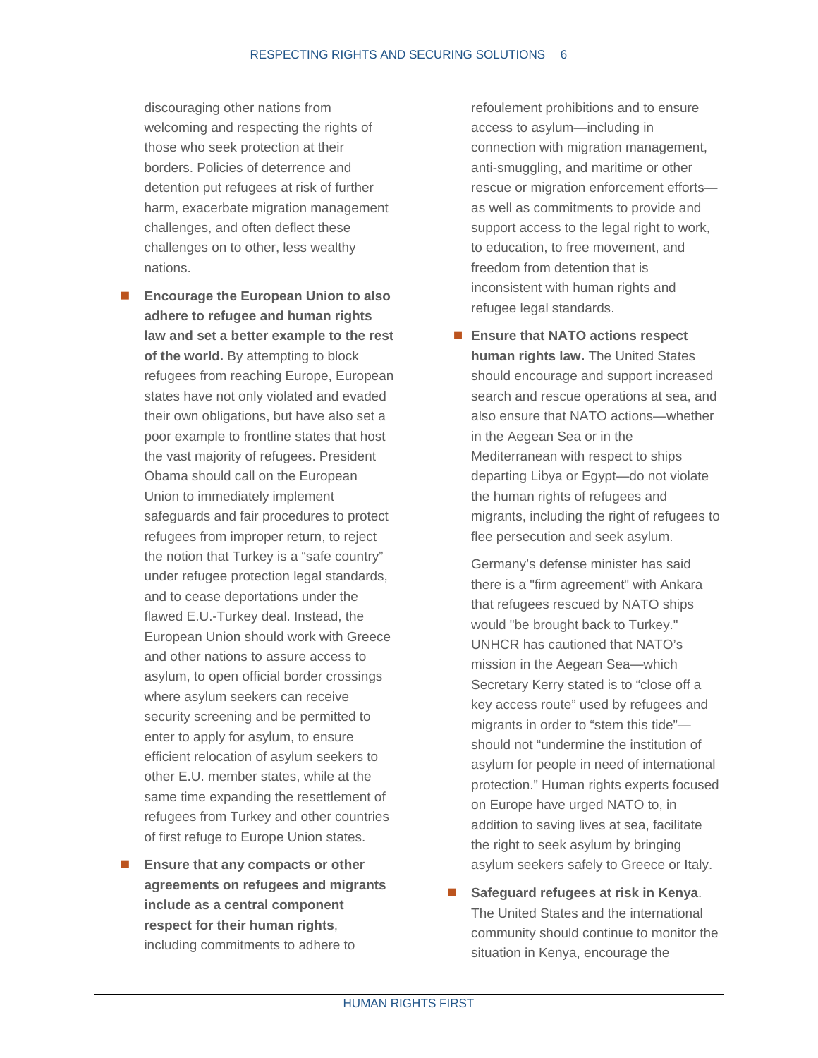discouraging other nations from welcoming and respecting the rights of those who seek protection at their borders. Policies of deterrence and detention put refugees at risk of further harm, exacerbate migration management challenges, and often deflect these challenges on to other, less wealthy nations.

- **Encourage the European Union to also adhere to refugee and human rights law and set a better example to the rest of the world.** By attempting to block refugees from reaching Europe, European states have not only violated and evaded their own obligations, but have also set a poor example to frontline states that host the vast majority of refugees. President Obama should call on the European Union to immediately implement safeguards and fair procedures to protect refugees from improper return, to reject the notion that Turkey is a "safe country" under refugee protection legal standards, and to cease deportations under the flawed E.U.-Turkey deal. Instead, the European Union should work with Greece and other nations to assure access to asylum, to open official border crossings where asylum seekers can receive security screening and be permitted to enter to apply for asylum, to ensure efficient relocation of asylum seekers to other E.U. member states, while at the same time expanding the resettlement of refugees from Turkey and other countries of first refuge to Europe Union states.

- **Ensure that any compacts or other agreements on refugees and migrants include as a central component respect for their human rights**, including commitments to adhere to refoulement prohibitions and to ensure access to asylum—including in connection with migration management, anti-smuggling, and maritime or other rescue or migration enforcement efforts—as well as commitments to provide and support access to the legal right to work, to education, to free movement, and freedom from detention that is inconsistent with human rights and refugee legal standards.

- **Ensure that NATO actions respect human rights law.** The United States should encourage and support increased search and rescue operations at sea, and also ensure that NATO actions—whether in the Aegean Sea or in the Mediterranean with respect to ships departing Libya or Egypt—do not violate the human rights of refugees and migrants, including the right of refugees to flee persecution and seek asylum.

  Germany's defense minister has said there is a "firm agreement" with Ankara that refugees rescued by NATO ships would "be brought back to Turkey." UNHCR has cautioned that NATO's mission in the Aegean Sea—which Secretary Kerry stated is to "close off a key access route" used by refugees and migrants in order to "stem this tide"—should not "undermine the institution of asylum for people in need of international protection." Human rights experts focused on Europe have urged NATO to, in addition to saving lives at sea, facilitate the right to seek asylum by bringing asylum seekers safely to Greece or Italy.

- **Safeguard refugees at risk in Kenya**. The United States and the international community should continue to monitor the situation in Kenya, encourage the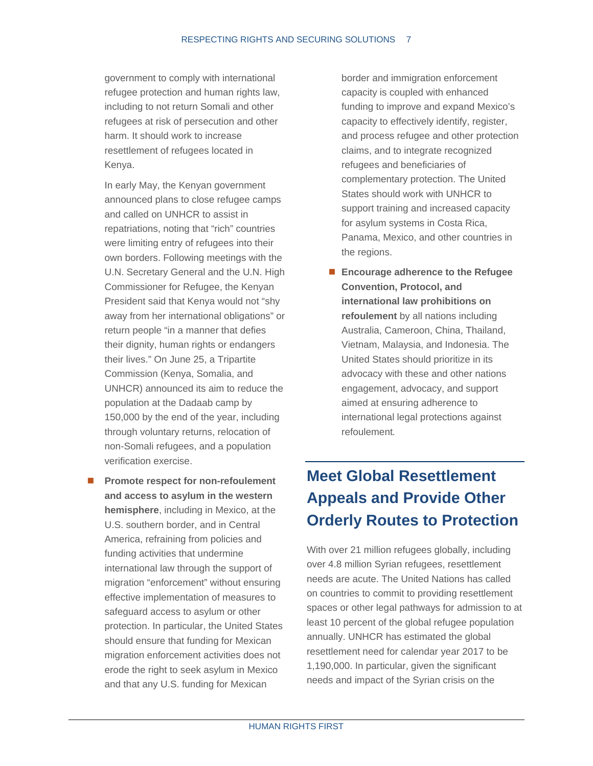government to comply with international refugee protection and human rights law, including to not return Somali and other refugees at risk of persecution and other harm. It should work to increase resettlement of refugees located in Kenya.

In early May, the Kenyan government announced plans to close refugee camps and called on UNHCR to assist in repatriations, noting that "rich" countries were limiting entry of refugees into their own borders. Following meetings with the U.N. Secretary General and the U.N. High Commissioner for Refugee, the Kenyan President said that Kenya would not "shy away from her international obligations" or return people "in a manner that defies their dignity, human rights or endangers their lives." On June 25, a Tripartite Commission (Kenya, Somalia, and UNHCR) announced its aim to reduce the population at the Dadaab camp by 150,000 by the end of the year, including through voluntary returns, relocation of non-Somali refugees, and a population verification exercise.

- **Promote respect for non-refoulement and access to asylum in the western hemisphere**, including in Mexico, at the U.S. southern border, and in Central America, refraining from policies and funding activities that undermine international law through the support of migration "enforcement" without ensuring effective implementation of measures to safeguard access to asylum or other protection. In particular, the United States should ensure that funding for Mexican migration enforcement activities does not erode the right to seek asylum in Mexico and that any U.S. funding for Mexican border and immigration enforcement capacity is coupled with enhanced funding to improve and expand Mexico's capacity to effectively identify, register, and process refugee and other protection claims, and to integrate recognized refugees and beneficiaries of complementary protection. The United States should work with UNHCR to support training and increased capacity for asylum systems in Costa Rica, Panama, Mexico, and other countries in the regions.

- **Encourage adherence to the Refugee Convention, Protocol, and international law prohibitions on refoulement** by all nations including Australia, Cameroon, China, Thailand, Vietnam, Malaysia, and Indonesia. The United States should prioritize in its advocacy with these and other nations engagement, advocacy, and support aimed at ensuring adherence to international legal protections against refoulement.

## Meet Global Resettlement Appeals and Provide Other Orderly Routes to Protection

With over 21 million refugees globally, including over 4.8 million Syrian refugees, resettlement needs are acute. The United Nations has called on countries to commit to providing resettlement spaces or other legal pathways for admission to at least 10 percent of the global refugee population annually. UNHCR has estimated the global resettlement need for calendar year 2017 to be 1,190,000. In particular, given the significant needs and impact of the Syrian crisis on the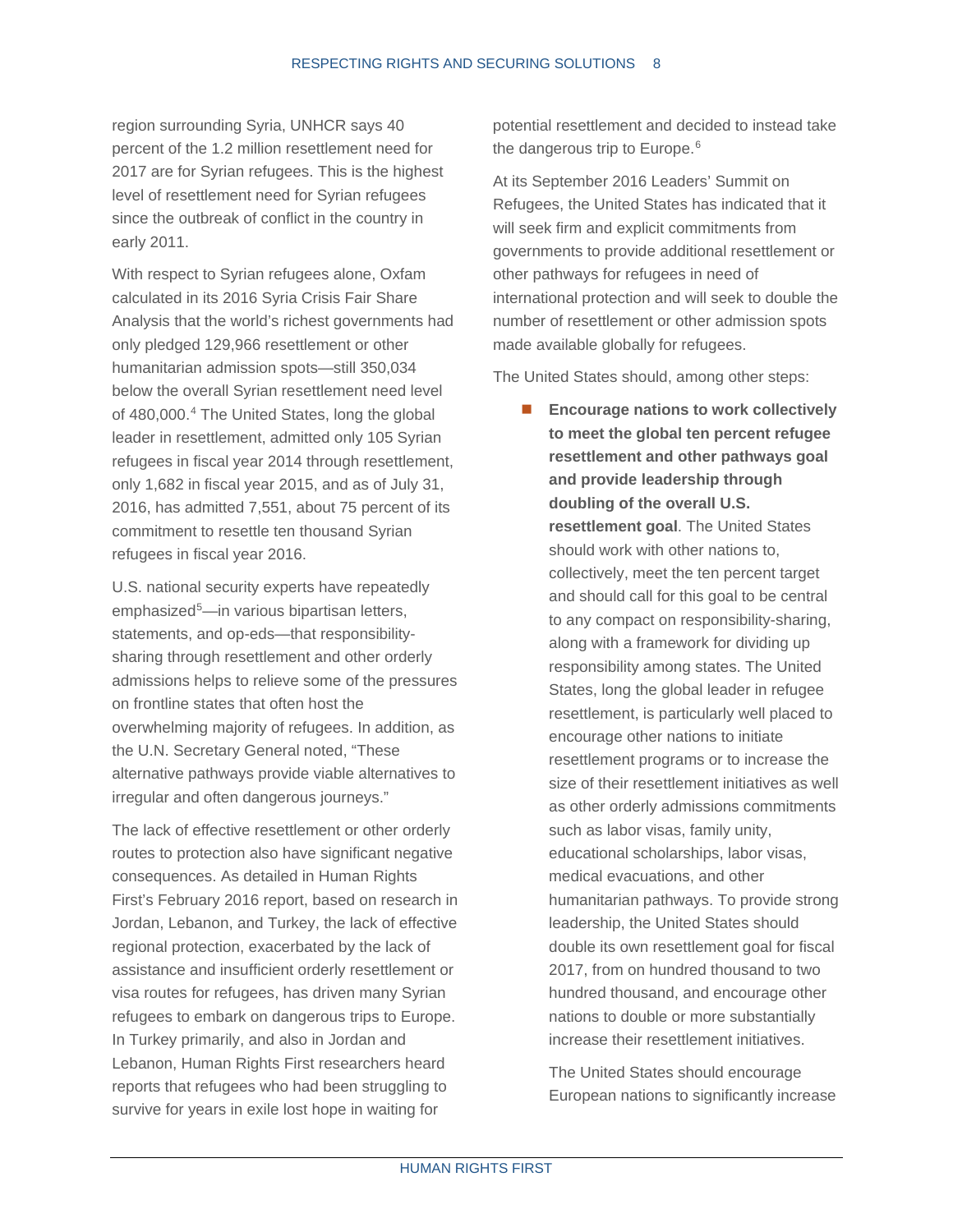region surrounding Syria, UNHCR says 40 percent of the 1.2 million resettlement need for 2017 are for Syrian refugees. This is the highest level of resettlement need for Syrian refugees since the outbreak of conflict in the country in early 2011.

With respect to Syrian refugees alone, Oxfam calculated in its 2016 Syria Crisis Fair Share Analysis that the world's richest governments had only pledged 129,966 resettlement or other humanitarian admission spots—still 350,034 below the overall Syrian resettlement need level of 480,000.[4] The United States, long the global leader in resettlement, admitted only 105 Syrian refugees in fiscal year 2014 through resettlement, only 1,682 in fiscal year 2015, and as of July 31, 2016, has admitted 7,551, about 75 percent of its commitment to resettle ten thousand Syrian refugees in fiscal year 2016.

U.S. national security experts have repeatedly emphasized[5]—in various bipartisan letters, statements, and op-eds—that responsibility-sharing through resettlement and other orderly admissions helps to relieve some of the pressures on frontline states that often host the overwhelming majority of refugees. In addition, as the U.N. Secretary General noted, "These alternative pathways provide viable alternatives to irregular and often dangerous journeys."

The lack of effective resettlement or other orderly routes to protection also have significant negative consequences. As detailed in Human Rights First's February 2016 report, based on research in Jordan, Lebanon, and Turkey, the lack of effective regional protection, exacerbated by the lack of assistance and insufficient orderly resettlement or visa routes for refugees, has driven many Syrian refugees to embark on dangerous trips to Europe. In Turkey primarily, and also in Jordan and Lebanon, Human Rights First researchers heard reports that refugees who had been struggling to survive for years in exile lost hope in waiting for potential resettlement and decided to instead take the dangerous trip to Europe.[6]

At its September 2016 Leaders' Summit on Refugees, the United States has indicated that it will seek firm and explicit commitments from governments to provide additional resettlement or other pathways for refugees in need of international protection and will seek to double the number of resettlement or other admission spots made available globally for refugees.

The United States should, among other steps:

- **Encourage nations to work collectively to meet the global ten percent refugee resettlement and other pathways goal and provide leadership through doubling of the overall U.S. resettlement goal**. The United States should work with other nations to, collectively, meet the ten percent target and should call for this goal to be central to any compact on responsibility-sharing, along with a framework for dividing up responsibility among states. The United States, long the global leader in refugee resettlement, is particularly well placed to encourage other nations to initiate resettlement programs or to increase the size of their resettlement initiatives as well as other orderly admissions commitments such as labor visas, family unity, educational scholarships, labor visas, medical evacuations, and other humanitarian pathways. To provide strong leadership, the United States should double its own resettlement goal for fiscal 2017, from on hundred thousand to two hundred thousand, and encourage other nations to double or more substantially increase their resettlement initiatives.

  The United States should encourage European nations to significantly increase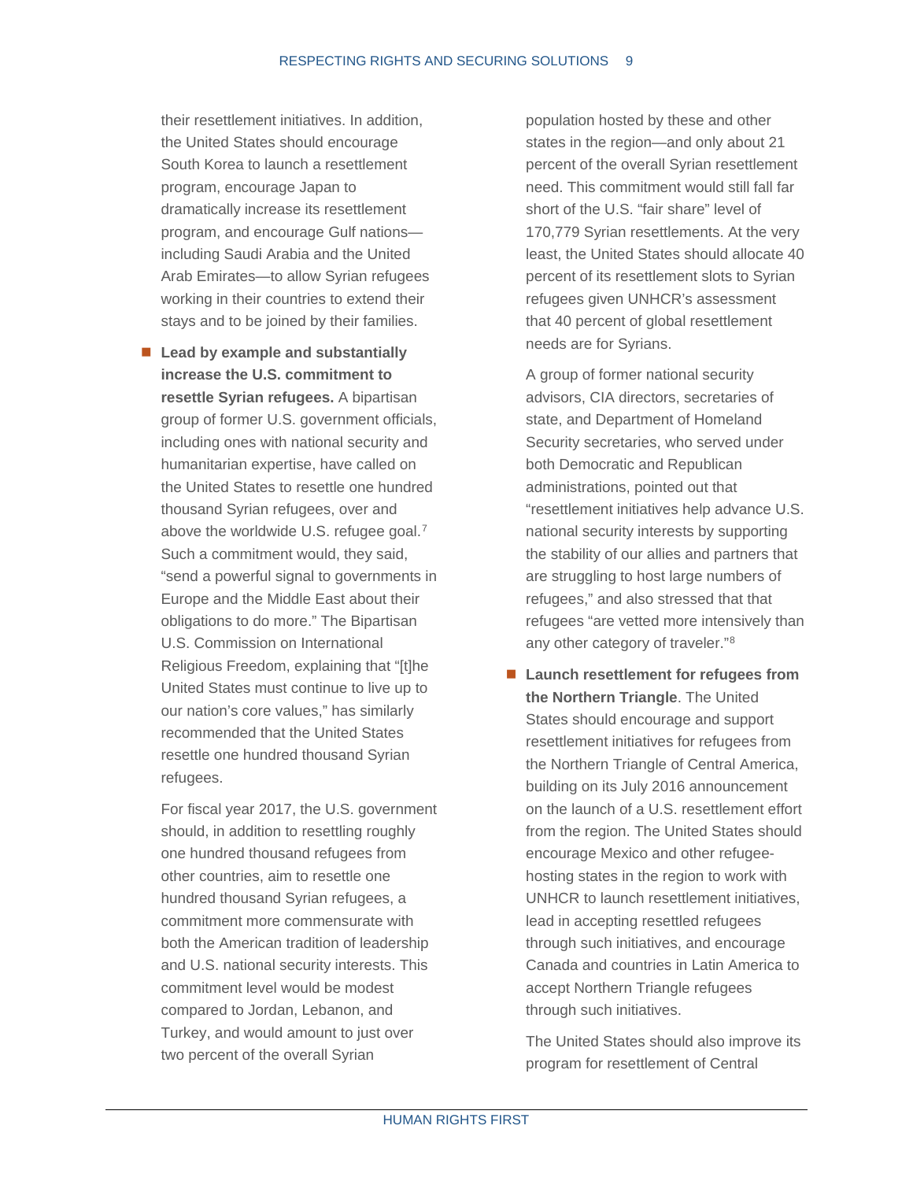their resettlement initiatives. In addition, the United States should encourage South Korea to launch a resettlement program, encourage Japan to dramatically increase its resettlement program, and encourage Gulf nations—including Saudi Arabia and the United Arab Emirates—to allow Syrian refugees working in their countries to extend their stays and to be joined by their families.

- **Lead by example and substantially increase the U.S. commitment to resettle Syrian refugees.** A bipartisan group of former U.S. government officials, including ones with national security and humanitarian expertise, have called on the United States to resettle one hundred thousand Syrian refugees, over and above the worldwide U.S. refugee goal.[7] Such a commitment would, they said, "send a powerful signal to governments in Europe and the Middle East about their obligations to do more." The Bipartisan U.S. Commission on International Religious Freedom, explaining that "[t]he United States must continue to live up to our nation's core values," has similarly recommended that the United States resettle one hundred thousand Syrian refugees.

  For fiscal year 2017, the U.S. government should, in addition to resettling roughly one hundred thousand refugees from other countries, aim to resettle one hundred thousand Syrian refugees, a commitment more commensurate with both the American tradition of leadership and U.S. national security interests. This commitment level would be modest compared to Jordan, Lebanon, and Turkey, and would amount to just over two percent of the overall Syrian population hosted by these and other states in the region—and only about 21 percent of the overall Syrian resettlement need. This commitment would still fall far short of the U.S. "fair share" level of 170,779 Syrian resettlements. At the very least, the United States should allocate 40 percent of its resettlement slots to Syrian refugees given UNHCR's assessment that 40 percent of global resettlement needs are for Syrians.

  A group of former national security advisors, CIA directors, secretaries of state, and Department of Homeland Security secretaries, who served under both Democratic and Republican administrations, pointed out that "resettlement initiatives help advance U.S. national security interests by supporting the stability of our allies and partners that are struggling to host large numbers of refugees," and also stressed that that refugees "are vetted more intensively than any other category of traveler."[8]

- **Launch resettlement for refugees from the Northern Triangle**. The United States should encourage and support resettlement initiatives for refugees from the Northern Triangle of Central America, building on its July 2016 announcement on the launch of a U.S. resettlement effort from the region. The United States should encourage Mexico and other refugee-hosting states in the region to work with UNHCR to launch resettlement initiatives, lead in accepting resettled refugees through such initiatives, and encourage Canada and countries in Latin America to accept Northern Triangle refugees through such initiatives.

  The United States should also improve its program for resettlement of Central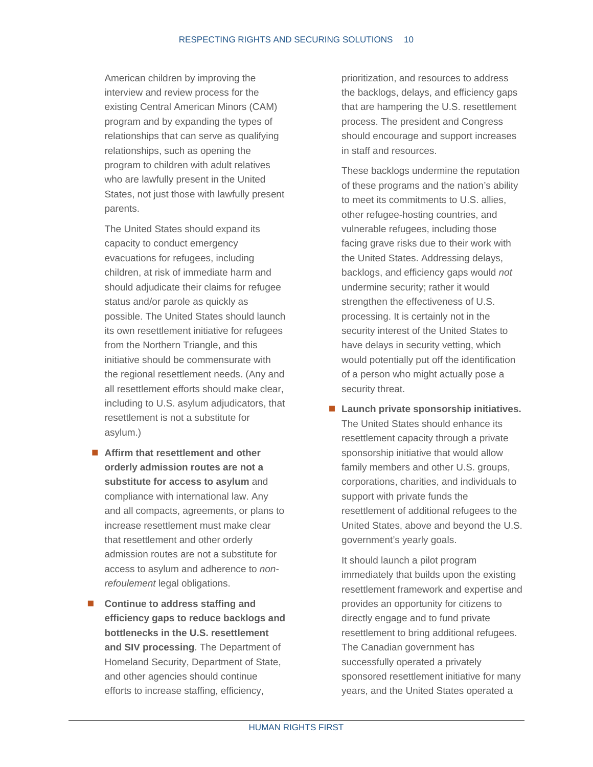American children by improving the interview and review process for the existing Central American Minors (CAM) program and by expanding the types of relationships that can serve as qualifying relationships, such as opening the program to children with adult relatives who are lawfully present in the United States, not just those with lawfully present parents.

The United States should expand its capacity to conduct emergency evacuations for refugees, including children, at risk of immediate harm and should adjudicate their claims for refugee status and/or parole as quickly as possible. The United States should launch its own resettlement initiative for refugees from the Northern Triangle, and this initiative should be commensurate with the regional resettlement needs. (Any and all resettlement efforts should make clear, including to U.S. asylum adjudicators, that resettlement is not a substitute for asylum.)

- **Affirm that resettlement and other orderly admission routes are not a substitute for access to asylum** and compliance with international law. Any and all compacts, agreements, or plans to increase resettlement must make clear that resettlement and other orderly admission routes are not a substitute for access to asylum and adherence to *non-refoulement* legal obligations.

- **Continue to address staffing and efficiency gaps to reduce backlogs and bottlenecks in the U.S. resettlement and SIV processing**. The Department of Homeland Security, Department of State, and other agencies should continue efforts to increase staffing, efficiency, prioritization, and resources to address the backlogs, delays, and efficiency gaps that are hampering the U.S. resettlement process. The president and Congress should encourage and support increases in staff and resources.

  These backlogs undermine the reputation of these programs and the nation's ability to meet its commitments to U.S. allies, other refugee-hosting countries, and vulnerable refugees, including those facing grave risks due to their work with the United States. Addressing delays, backlogs, and efficiency gaps would *not* undermine security; rather it would strengthen the effectiveness of U.S. processing. It is certainly not in the security interest of the United States to have delays in security vetting, which would potentially put off the identification of a person who might actually pose a security threat.

- **Launch private sponsorship initiatives.** The United States should enhance its resettlement capacity through a private sponsorship initiative that would allow family members and other U.S. groups, corporations, charities, and individuals to support with private funds the resettlement of additional refugees to the United States, above and beyond the U.S. government's yearly goals.

  It should launch a pilot program immediately that builds upon the existing resettlement framework and expertise and provides an opportunity for citizens to directly engage and to fund private resettlement to bring additional refugees. The Canadian government has successfully operated a privately sponsored resettlement initiative for many years, and the United States operated a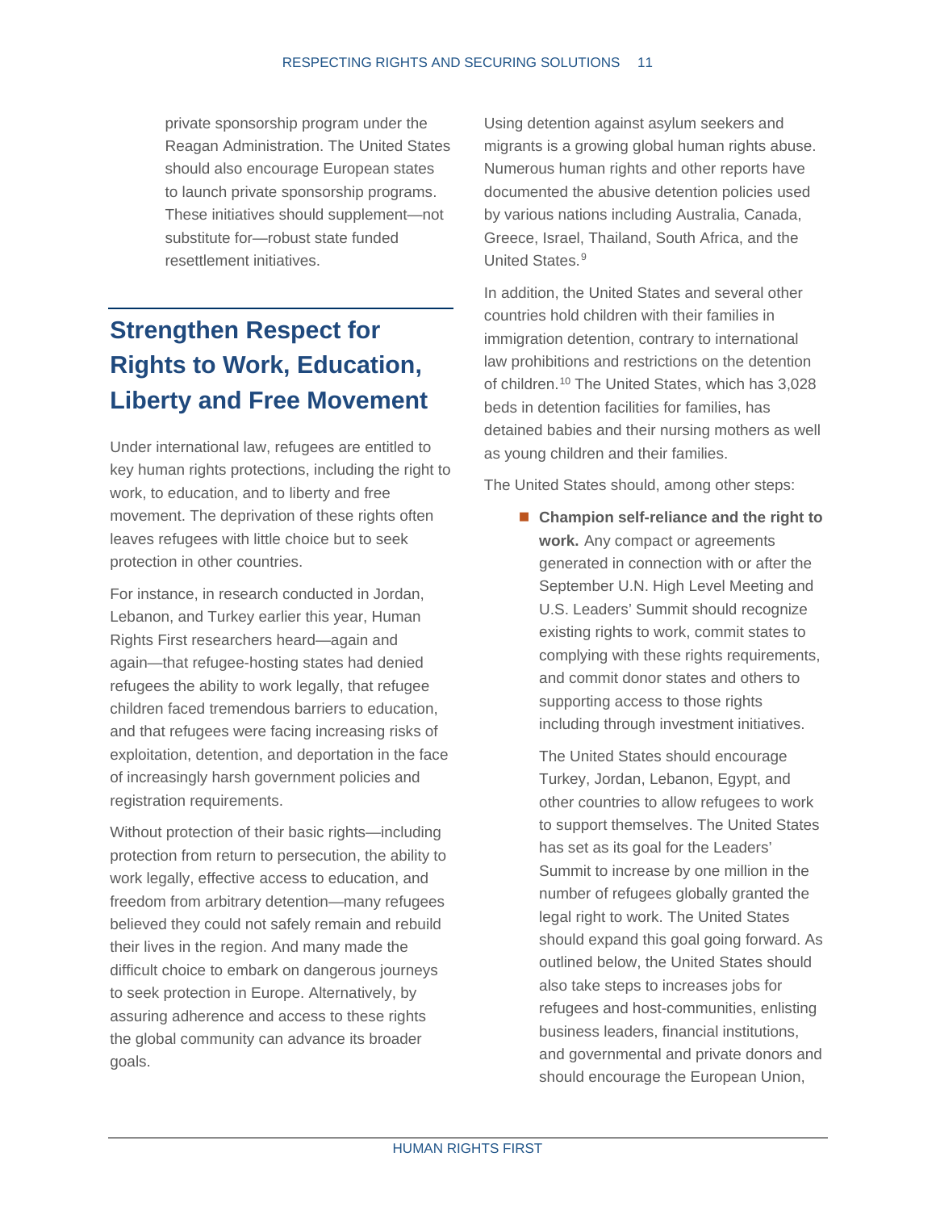private sponsorship program under the Reagan Administration. The United States should also encourage European states to launch private sponsorship programs. These initiatives should supplement—not substitute for—robust state funded resettlement initiatives.

## Strengthen Respect for Rights to Work, Education, Liberty and Free Movement

Under international law, refugees are entitled to key human rights protections, including the right to work, to education, and to liberty and free movement. The deprivation of these rights often leaves refugees with little choice but to seek protection in other countries.

For instance, in research conducted in Jordan, Lebanon, and Turkey earlier this year, Human Rights First researchers heard—again and again—that refugee-hosting states had denied refugees the ability to work legally, that refugee children faced tremendous barriers to education, and that refugees were facing increasing risks of exploitation, detention, and deportation in the face of increasingly harsh government policies and registration requirements.

Without protection of their basic rights—including protection from return to persecution, the ability to work legally, effective access to education, and freedom from arbitrary detention—many refugees believed they could not safely remain and rebuild their lives in the region. And many made the difficult choice to embark on dangerous journeys to seek protection in Europe. Alternatively, by assuring adherence and access to these rights the global community can advance its broader goals.

Using detention against asylum seekers and migrants is a growing global human rights abuse. Numerous human rights and other reports have documented the abusive detention policies used by various nations including Australia, Canada, Greece, Israel, Thailand, South Africa, and the United States.[9]

In addition, the United States and several other countries hold children with their families in immigration detention, contrary to international law prohibitions and restrictions on the detention of children.[10] The United States, which has 3,028 beds in detention facilities for families, has detained babies and their nursing mothers as well as young children and their families.

The United States should, among other steps:

- **Champion self-reliance and the right to work.** Any compact or agreements generated in connection with or after the September U.N. High Level Meeting and U.S. Leaders' Summit should recognize existing rights to work, commit states to complying with these rights requirements, and commit donor states and others to supporting access to those rights including through investment initiatives.

  The United States should encourage Turkey, Jordan, Lebanon, Egypt, and other countries to allow refugees to work to support themselves. The United States has set as its goal for the Leaders' Summit to increase by one million in the number of refugees globally granted the legal right to work. The United States should expand this goal going forward. As outlined below, the United States should also take steps to increases jobs for refugees and host-communities, enlisting business leaders, financial institutions, and governmental and private donors and should encourage the European Union,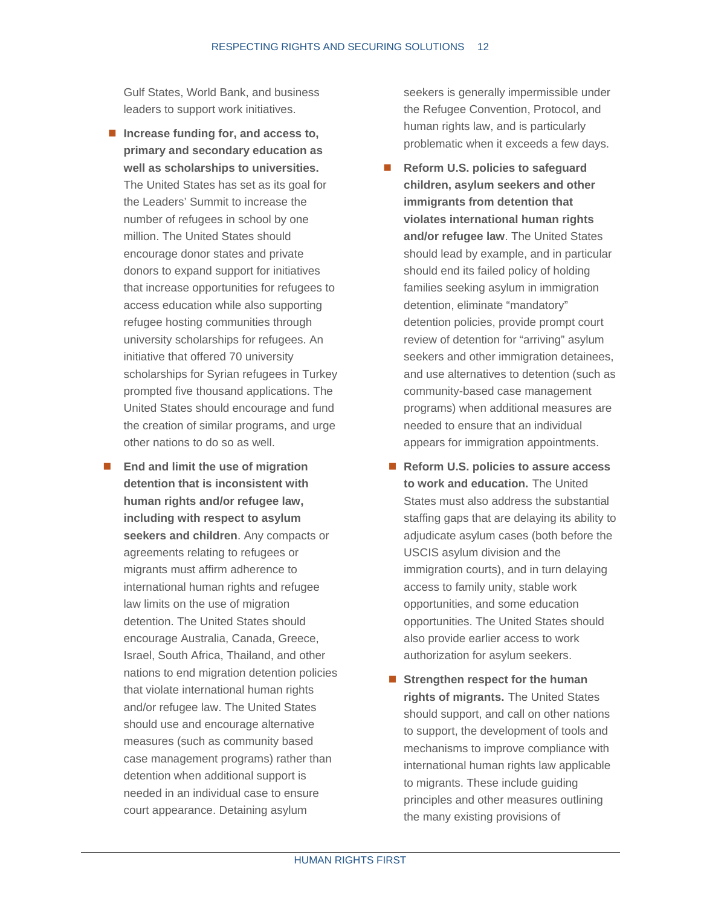Gulf States, World Bank, and business leaders to support work initiatives.

- **Increase funding for, and access to, primary and secondary education as well as scholarships to universities.** The United States has set as its goal for the Leaders' Summit to increase the number of refugees in school by one million. The United States should encourage donor states and private donors to expand support for initiatives that increase opportunities for refugees to access education while also supporting refugee hosting communities through university scholarships for refugees. An initiative that offered 70 university scholarships for Syrian refugees in Turkey prompted five thousand applications. The United States should encourage and fund the creation of similar programs, and urge other nations to do so as well.

- **End and limit the use of migration detention that is inconsistent with human rights and/or refugee law, including with respect to asylum seekers and children**. Any compacts or agreements relating to refugees or migrants must affirm adherence to international human rights and refugee law limits on the use of migration detention. The United States should encourage Australia, Canada, Greece, Israel, South Africa, Thailand, and other nations to end migration detention policies that violate international human rights and/or refugee law. The United States should use and encourage alternative measures (such as community based case management programs) rather than detention when additional support is needed in an individual case to ensure court appearance. Detaining asylum seekers is generally impermissible under the Refugee Convention, Protocol, and human rights law, and is particularly problematic when it exceeds a few days.

- **Reform U.S. policies to safeguard children, asylum seekers and other immigrants from detention that violates international human rights and/or refugee law**. The United States should lead by example, and in particular should end its failed policy of holding families seeking asylum in immigration detention, eliminate "mandatory" detention policies, provide prompt court review of detention for "arriving" asylum seekers and other immigration detainees, and use alternatives to detention (such as community-based case management programs) when additional measures are needed to ensure that an individual appears for immigration appointments.

- **Reform U.S. policies to assure access to work and education.** The United States must also address the substantial staffing gaps that are delaying its ability to adjudicate asylum cases (both before the USCIS asylum division and the immigration courts), and in turn delaying access to family unity, stable work opportunities, and some education opportunities. The United States should also provide earlier access to work authorization for asylum seekers.

- **Strengthen respect for the human rights of migrants.** The United States should support, and call on other nations to support, the development of tools and mechanisms to improve compliance with international human rights law applicable to migrants. These include guiding principles and other measures outlining the many existing provisions of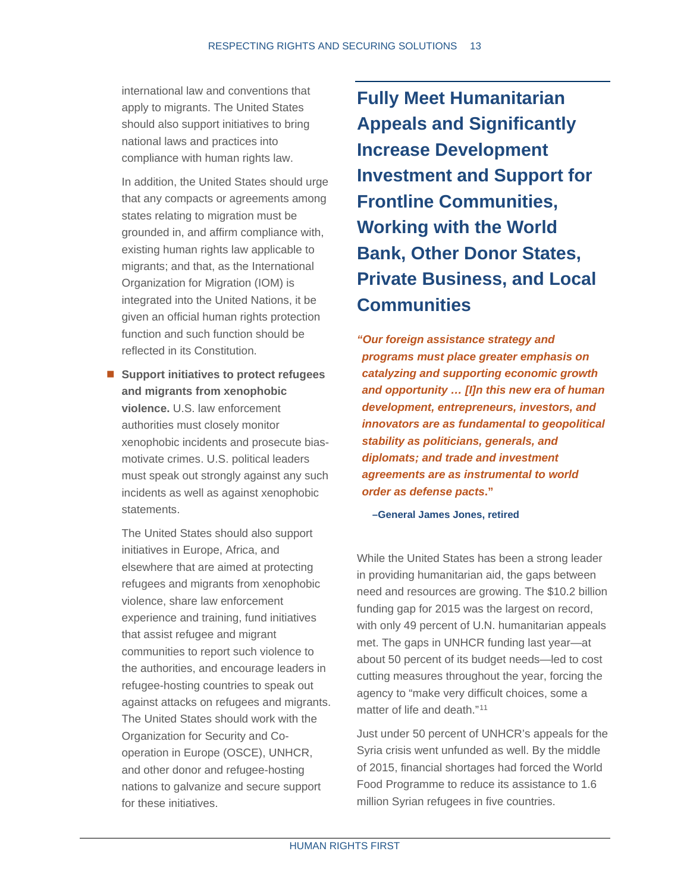international law and conventions that apply to migrants. The United States should also support initiatives to bring national laws and practices into compliance with human rights law.

In addition, the United States should urge that any compacts or agreements among states relating to migration must be grounded in, and affirm compliance with, existing human rights law applicable to migrants; and that, as the International Organization for Migration (IOM) is integrated into the United Nations, it be given an official human rights protection function and such function should be reflected in its Constitution.

- **Support initiatives to protect refugees and migrants from xenophobic violence.** U.S. law enforcement authorities must closely monitor xenophobic incidents and prosecute bias-motivate crimes. U.S. political leaders must speak out strongly against any such incidents as well as against xenophobic statements.

  The United States should also support initiatives in Europe, Africa, and elsewhere that are aimed at protecting refugees and migrants from xenophobic violence, share law enforcement experience and training, fund initiatives that assist refugee and migrant communities to report such violence to the authorities, and encourage leaders in refugee-hosting countries to speak out against attacks on refugees and migrants. The United States should work with the Organization for Security and Co-operation in Europe (OSCE), UNHCR, and other donor and refugee-hosting nations to galvanize and secure support for these initiatives.

## Fully Meet Humanitarian Appeals and Significantly Increase Development Investment and Support for Frontline Communities, Working with the World Bank, Other Donor States, Private Business, and Local Communities

***"Our foreign assistance strategy and programs must place greater emphasis on catalyzing and supporting economic growth and opportunity … [I]n this new era of human development, entrepreneurs, investors, and innovators are as fundamental to geopolitical stability as politicians, generals, and diplomats; and trade and investment agreements are as instrumental to world order as defense pacts."***

**–General James Jones, retired**

While the United States has been a strong leader in providing humanitarian aid, the gaps between need and resources are growing. The $10.2 billion funding gap for 2015 was the largest on record, with only 49 percent of U.N. humanitarian appeals met. The gaps in UNHCR funding last year—at about 50 percent of its budget needs—led to cost cutting measures throughout the year, forcing the agency to "make very difficult choices, some a matter of life and death."[11]

Just under 50 percent of UNHCR's appeals for the Syria crisis went unfunded as well. By the middle of 2015, financial shortages had forced the World Food Programme to reduce its assistance to 1.6 million Syrian refugees in five countries.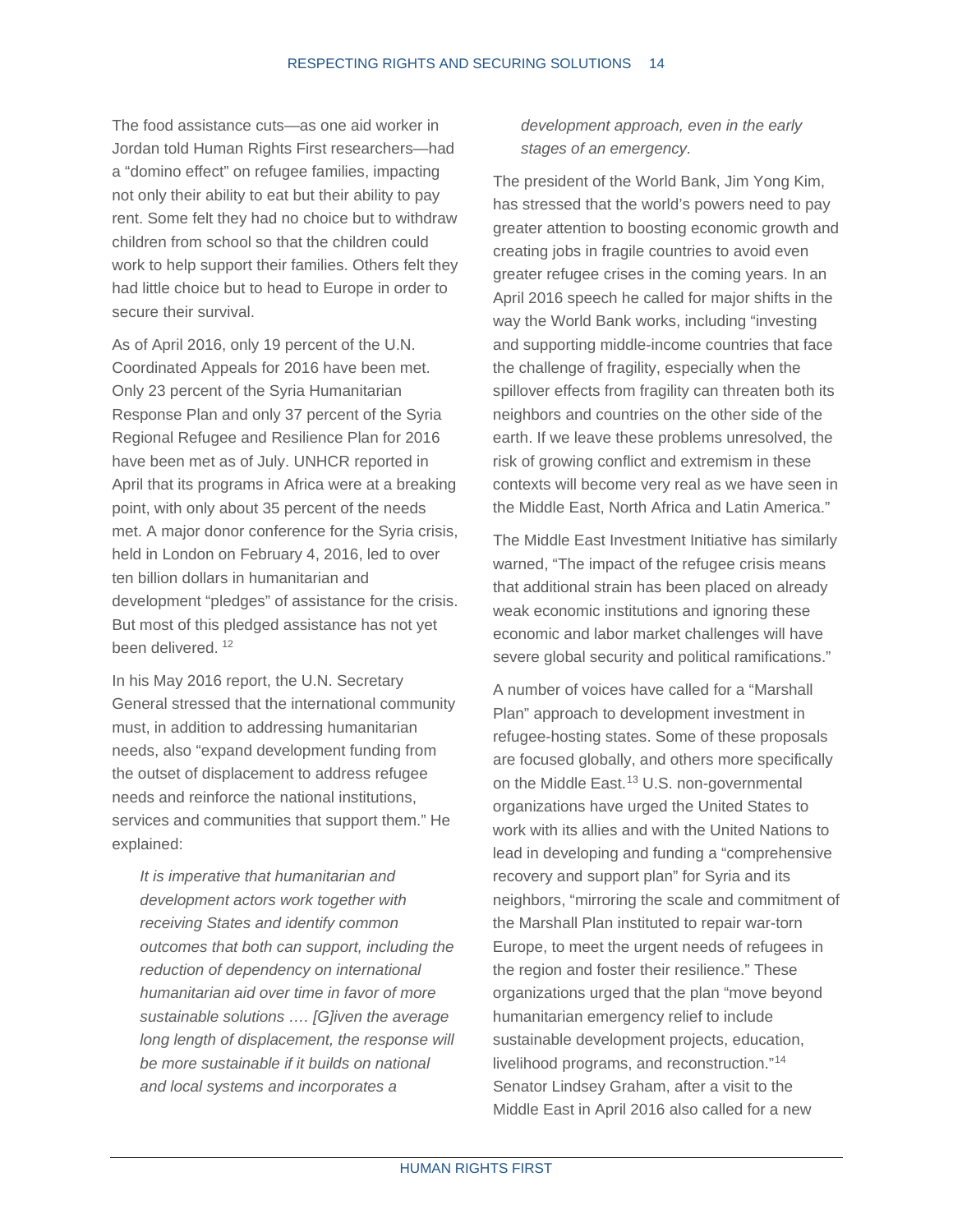The food assistance cuts—as one aid worker in Jordan told Human Rights First researchers—had a "domino effect" on refugee families, impacting not only their ability to eat but their ability to pay rent. Some felt they had no choice but to withdraw children from school so that the children could work to help support their families. Others felt they had little choice but to head to Europe in order to secure their survival.

As of April 2016, only 19 percent of the U.N. Coordinated Appeals for 2016 have been met. Only 23 percent of the Syria Humanitarian Response Plan and only 37 percent of the Syria Regional Refugee and Resilience Plan for 2016 have been met as of July. UNHCR reported in April that its programs in Africa were at a breaking point, with only about 35 percent of the needs met. A major donor conference for the Syria crisis, held in London on February 4, 2016, led to over ten billion dollars in humanitarian and development "pledges" of assistance for the crisis. But most of this pledged assistance has not yet been delivered. [12]

In his May 2016 report, the U.N. Secretary General stressed that the international community must, in addition to addressing humanitarian needs, also "expand development funding from the outset of displacement to address refugee needs and reinforce the national institutions, services and communities that support them." He explained:

> *It is imperative that humanitarian and development actors work together with receiving States and identify common outcomes that both can support, including the reduction of dependency on international humanitarian aid over time in favor of more sustainable solutions …. [G]iven the average long length of displacement, the response will be more sustainable if it builds on national and local systems and incorporates a development approach, even in the early stages of an emergency.*

The president of the World Bank, Jim Yong Kim, has stressed that the world's powers need to pay greater attention to boosting economic growth and creating jobs in fragile countries to avoid even greater refugee crises in the coming years. In an April 2016 speech he called for major shifts in the way the World Bank works, including "investing and supporting middle-income countries that face the challenge of fragility, especially when the spillover effects from fragility can threaten both its neighbors and countries on the other side of the earth. If we leave these problems unresolved, the risk of growing conflict and extremism in these contexts will become very real as we have seen in the Middle East, North Africa and Latin America."

The Middle East Investment Initiative has similarly warned, "The impact of the refugee crisis means that additional strain has been placed on already weak economic institutions and ignoring these economic and labor market challenges will have severe global security and political ramifications."

A number of voices have called for a "Marshall Plan" approach to development investment in refugee-hosting states. Some of these proposals are focused globally, and others more specifically on the Middle East.[13] U.S. non-governmental organizations have urged the United States to work with its allies and with the United Nations to lead in developing and funding a "comprehensive recovery and support plan" for Syria and its neighbors, "mirroring the scale and commitment of the Marshall Plan instituted to repair war-torn Europe, to meet the urgent needs of refugees in the region and foster their resilience." These organizations urged that the plan "move beyond humanitarian emergency relief to include sustainable development projects, education, livelihood programs, and reconstruction."[14] Senator Lindsey Graham, after a visit to the Middle East in April 2016 also called for a new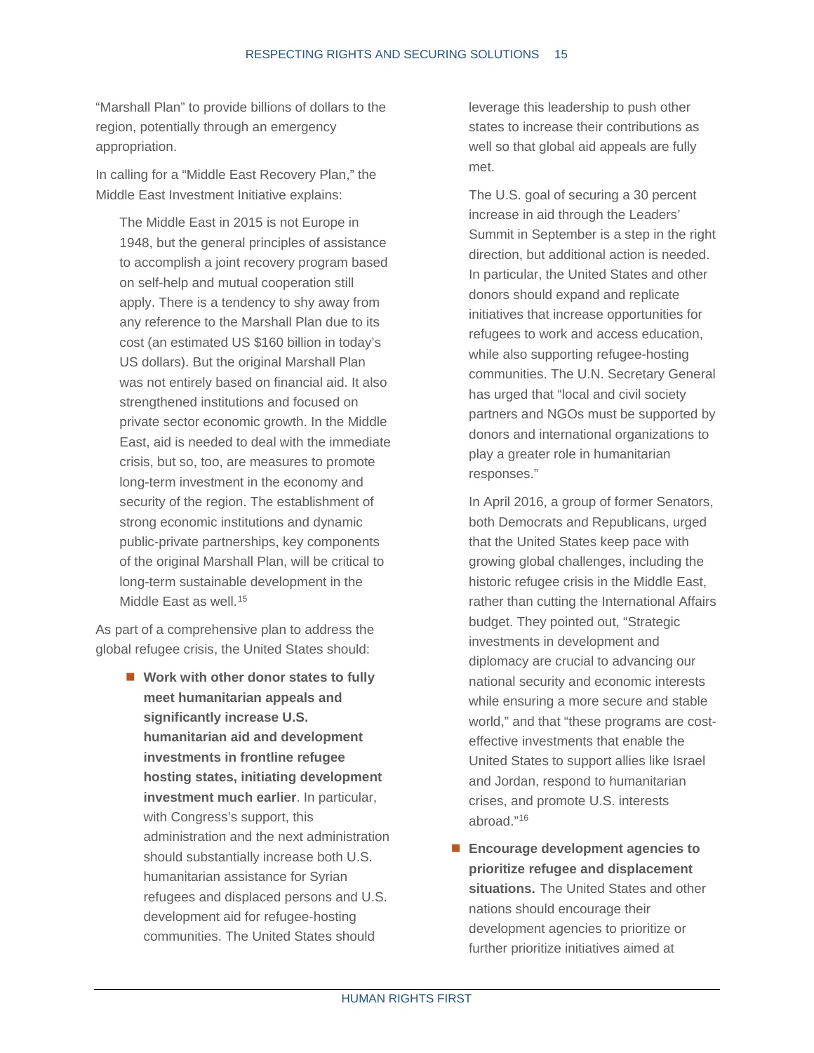"Marshall Plan" to provide billions of dollars to the region, potentially through an emergency appropriation.

In calling for a "Middle East Recovery Plan," the Middle East Investment Initiative explains:

> The Middle East in 2015 is not Europe in 1948, but the general principles of assistance to accomplish a joint recovery program based on self-help and mutual cooperation still apply. There is a tendency to shy away from any reference to the Marshall Plan due to its cost (an estimated US $160 billion in today's US dollars). But the original Marshall Plan was not entirely based on financial aid. It also strengthened institutions and focused on private sector economic growth. In the Middle East, aid is needed to deal with the immediate crisis, but so, too, are measures to promote long-term investment in the economy and security of the region. The establishment of strong economic institutions and dynamic public-private partnerships, key components of the original Marshall Plan, will be critical to long-term sustainable development in the Middle East as well.[15]

As part of a comprehensive plan to address the global refugee crisis, the United States should:

- **Work with other donor states to fully meet humanitarian appeals and significantly increase U.S. humanitarian aid and development investments in frontline refugee hosting states, initiating development investment much earlier**. In particular, with Congress's support, this administration and the next administration should substantially increase both U.S. humanitarian assistance for Syrian refugees and displaced persons and U.S. development aid for refugee-hosting communities. The United States should leverage this leadership to push other states to increase their contributions as well so that global aid appeals are fully met.

  The U.S. goal of securing a 30 percent increase in aid through the Leaders' Summit in September is a step in the right direction, but additional action is needed. In particular, the United States and other donors should expand and replicate initiatives that increase opportunities for refugees to work and access education, while also supporting refugee-hosting communities. The U.N. Secretary General has urged that "local and civil society partners and NGOs must be supported by donors and international organizations to play a greater role in humanitarian responses."

  In April 2016, a group of former Senators, both Democrats and Republicans, urged that the United States keep pace with growing global challenges, including the historic refugee crisis in the Middle East, rather than cutting the International Affairs budget. They pointed out, "Strategic investments in development and diplomacy are crucial to advancing our national security and economic interests while ensuring a more secure and stable world," and that "these programs are cost-effective investments that enable the United States to support allies like Israel and Jordan, respond to humanitarian crises, and promote U.S. interests abroad."[16]

- **Encourage development agencies to prioritize refugee and displacement situations.** The United States and other nations should encourage their development agencies to prioritize or further prioritize initiatives aimed at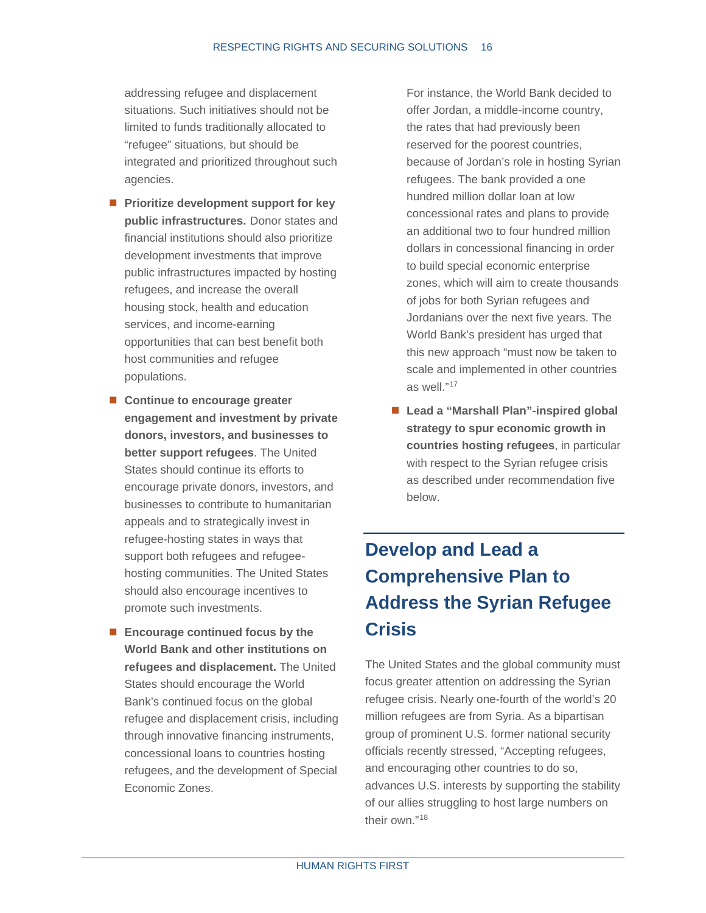addressing refugee and displacement situations. Such initiatives should not be limited to funds traditionally allocated to "refugee" situations, but should be integrated and prioritized throughout such agencies.

- **Prioritize development support for key public infrastructures.** Donor states and financial institutions should also prioritize development investments that improve public infrastructures impacted by hosting refugees, and increase the overall housing stock, health and education services, and income-earning opportunities that can best benefit both host communities and refugee populations.
- **Continue to encourage greater engagement and investment by private donors, investors, and businesses to better support refugees**. The United States should continue its efforts to encourage private donors, investors, and businesses to contribute to humanitarian appeals and to strategically invest in refugee-hosting states in ways that support both refugees and refugee-hosting communities. The United States should also encourage incentives to promote such investments.
- **Encourage continued focus by the World Bank and other institutions on refugees and displacement.** The United States should encourage the World Bank's continued focus on the global refugee and displacement crisis, including through innovative financing instruments, concessional loans to countries hosting refugees, and the development of Special Economic Zones.

  For instance, the World Bank decided to offer Jordan, a middle-income country, the rates that had previously been reserved for the poorest countries, because of Jordan's role in hosting Syrian refugees. The bank provided a one hundred million dollar loan at low concessional rates and plans to provide an additional two to four hundred million dollars in concessional financing in order to build special economic enterprise zones, which will aim to create thousands of jobs for both Syrian refugees and Jordanians over the next five years. The World Bank's president has urged that this new approach "must now be taken to scale and implemented in other countries as well."[17]
- **Lead a "Marshall Plan"-inspired global strategy to spur economic growth in countries hosting refugees**, in particular with respect to the Syrian refugee crisis as described under recommendation five below.

## Develop and Lead a Comprehensive Plan to Address the Syrian Refugee Crisis

The United States and the global community must focus greater attention on addressing the Syrian refugee crisis. Nearly one-fourth of the world's 20 million refugees are from Syria. As a bipartisan group of prominent U.S. former national security officials recently stressed, "Accepting refugees, and encouraging other countries to do so, advances U.S. interests by supporting the stability of our allies struggling to host large numbers on their own."[18]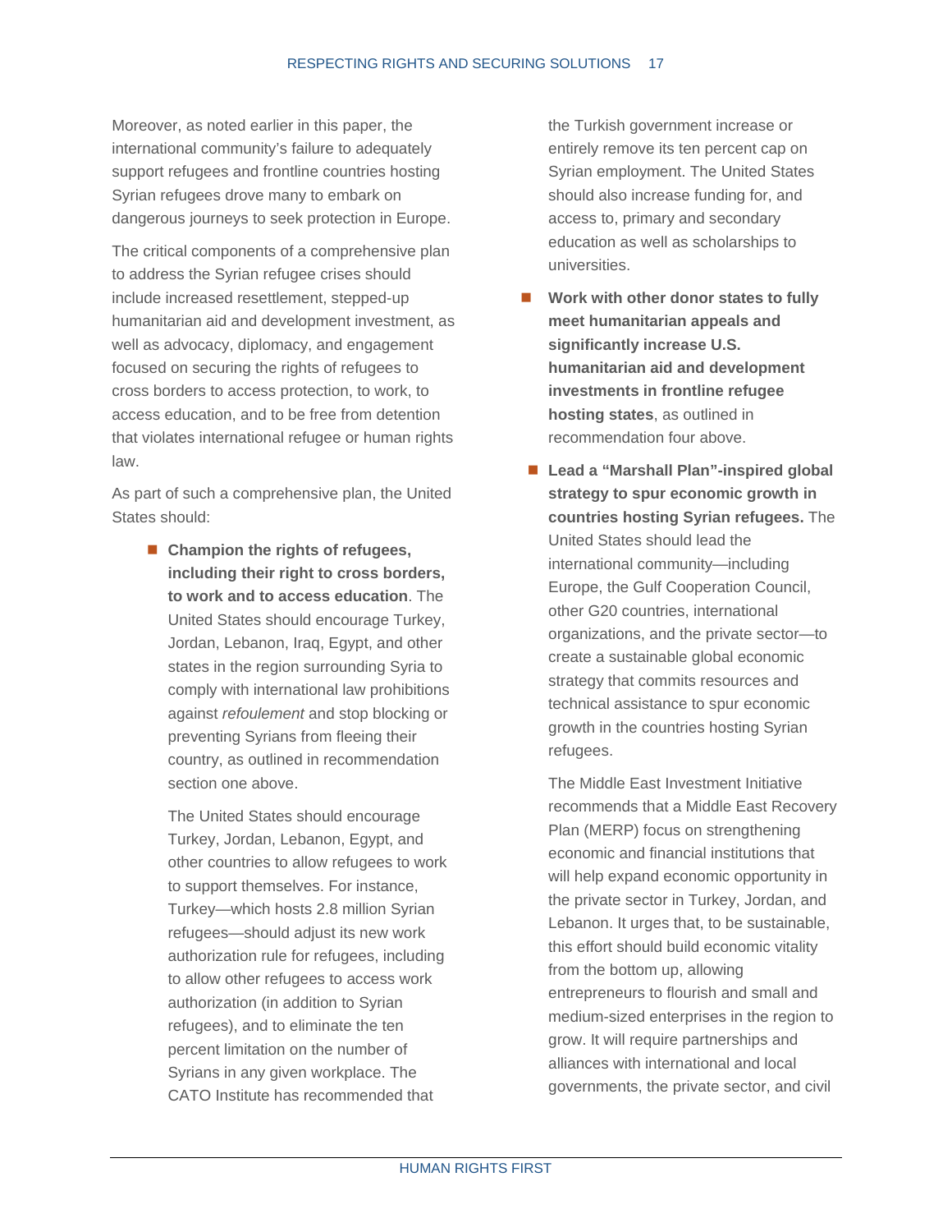Moreover, as noted earlier in this paper, the international community's failure to adequately support refugees and frontline countries hosting Syrian refugees drove many to embark on dangerous journeys to seek protection in Europe.

The critical components of a comprehensive plan to address the Syrian refugee crises should include increased resettlement, stepped-up humanitarian aid and development investment, as well as advocacy, diplomacy, and engagement focused on securing the rights of refugees to cross borders to access protection, to work, to access education, and to be free from detention that violates international refugee or human rights law.

As part of such a comprehensive plan, the United States should:

- **Champion the rights of refugees, including their right to cross borders, to work and to access education**. The United States should encourage Turkey, Jordan, Lebanon, Iraq, Egypt, and other states in the region surrounding Syria to comply with international law prohibitions against *refoulement* and stop blocking or preventing Syrians from fleeing their country, as outlined in recommendation section one above.

  The United States should encourage Turkey, Jordan, Lebanon, Egypt, and other countries to allow refugees to work to support themselves. For instance, Turkey—which hosts 2.8 million Syrian refugees—should adjust its new work authorization rule for refugees, including to allow other refugees to access work authorization (in addition to Syrian refugees), and to eliminate the ten percent limitation on the number of Syrians in any given workplace. The CATO Institute has recommended that the Turkish government increase or entirely remove its ten percent cap on Syrian employment. The United States should also increase funding for, and access to, primary and secondary education as well as scholarships to universities.

- **Work with other donor states to fully meet humanitarian appeals and significantly increase U.S. humanitarian aid and development investments in frontline refugee hosting states**, as outlined in recommendation four above.

- **Lead a "Marshall Plan"-inspired global strategy to spur economic growth in countries hosting Syrian refugees.** The United States should lead the international community—including Europe, the Gulf Cooperation Council, other G20 countries, international organizations, and the private sector—to create a sustainable global economic strategy that commits resources and technical assistance to spur economic growth in the countries hosting Syrian refugees.

  The Middle East Investment Initiative recommends that a Middle East Recovery Plan (MERP) focus on strengthening economic and financial institutions that will help expand economic opportunity in the private sector in Turkey, Jordan, and Lebanon. It urges that, to be sustainable, this effort should build economic vitality from the bottom up, allowing entrepreneurs to flourish and small and medium-sized enterprises in the region to grow. It will require partnerships and alliances with international and local governments, the private sector, and civil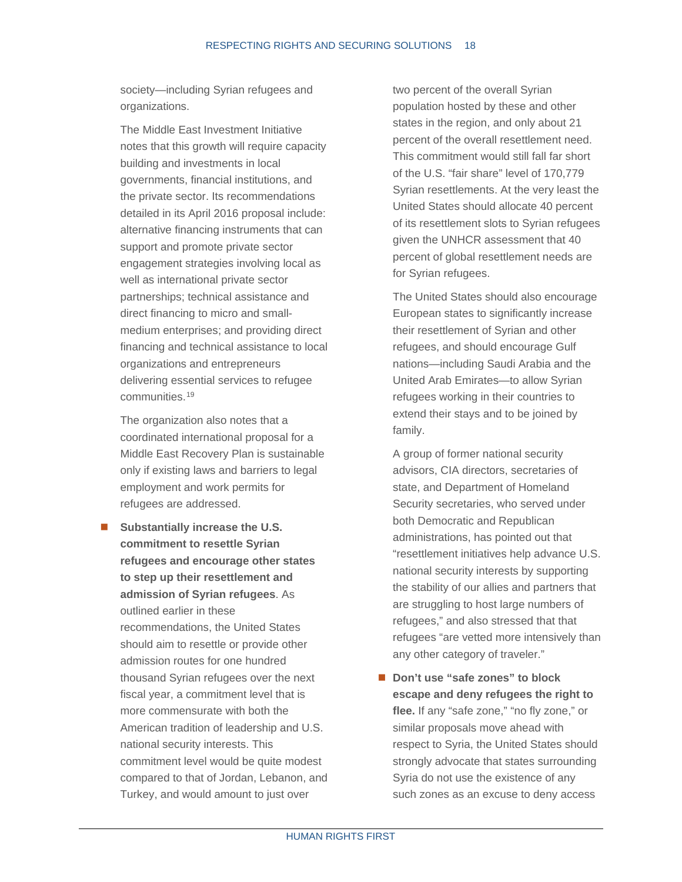society—including Syrian refugees and organizations.

The Middle East Investment Initiative notes that this growth will require capacity building and investments in local governments, financial institutions, and the private sector. Its recommendations detailed in its April 2016 proposal include: alternative financing instruments that can support and promote private sector engagement strategies involving local as well as international private sector partnerships; technical assistance and direct financing to micro and small-medium enterprises; and providing direct financing and technical assistance to local organizations and entrepreneurs delivering essential services to refugee communities.[19]

The organization also notes that a coordinated international proposal for a Middle East Recovery Plan is sustainable only if existing laws and barriers to legal employment and work permits for refugees are addressed.

- **Substantially increase the U.S. commitment to resettle Syrian refugees and encourage other states to step up their resettlement and admission of Syrian refugees**. As outlined earlier in these recommendations, the United States should aim to resettle or provide other admission routes for one hundred thousand Syrian refugees over the next fiscal year, a commitment level that is more commensurate with both the American tradition of leadership and U.S. national security interests. This commitment level would be quite modest compared to that of Jordan, Lebanon, and Turkey, and would amount to just over two percent of the overall Syrian population hosted by these and other states in the region, and only about 21 percent of the overall resettlement need. This commitment would still fall far short of the U.S. "fair share" level of 170,779 Syrian resettlements. At the very least the United States should allocate 40 percent of its resettlement slots to Syrian refugees given the UNHCR assessment that 40 percent of global resettlement needs are for Syrian refugees.

  The United States should also encourage European states to significantly increase their resettlement of Syrian and other refugees, and should encourage Gulf nations—including Saudi Arabia and the United Arab Emirates—to allow Syrian refugees working in their countries to extend their stays and to be joined by family.

  A group of former national security advisors, CIA directors, secretaries of state, and Department of Homeland Security secretaries, who served under both Democratic and Republican administrations, has pointed out that "resettlement initiatives help advance U.S. national security interests by supporting the stability of our allies and partners that are struggling to host large numbers of refugees," and also stressed that that refugees "are vetted more intensively than any other category of traveler."

- **Don't use "safe zones" to block escape and deny refugees the right to flee.** If any "safe zone," "no fly zone," or similar proposals move ahead with respect to Syria, the United States should strongly advocate that states surrounding Syria do not use the existence of any such zones as an excuse to deny access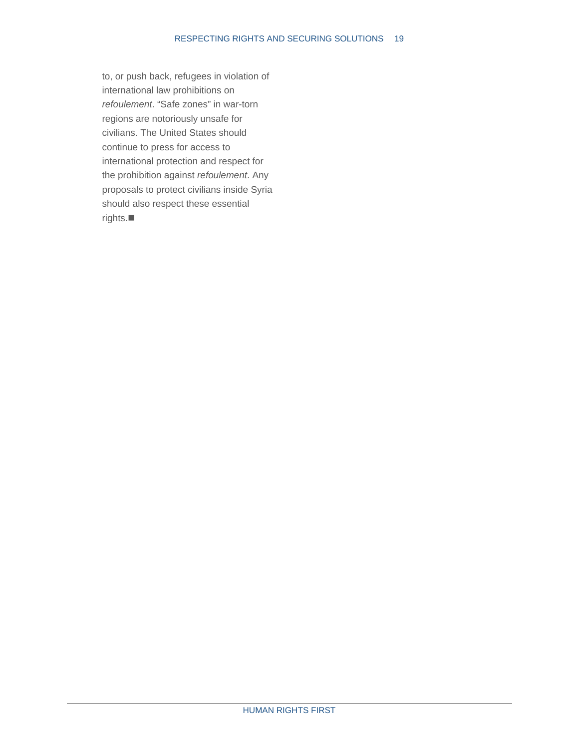to, or push back, refugees in violation of international law prohibitions on *refoulement*. “Safe zones” in war-torn regions are notoriously unsafe for civilians. The United States should continue to press for access to international protection and respect for the prohibition against *refoulement*. Any proposals to protect civilians inside Syria should also respect these essential rights.■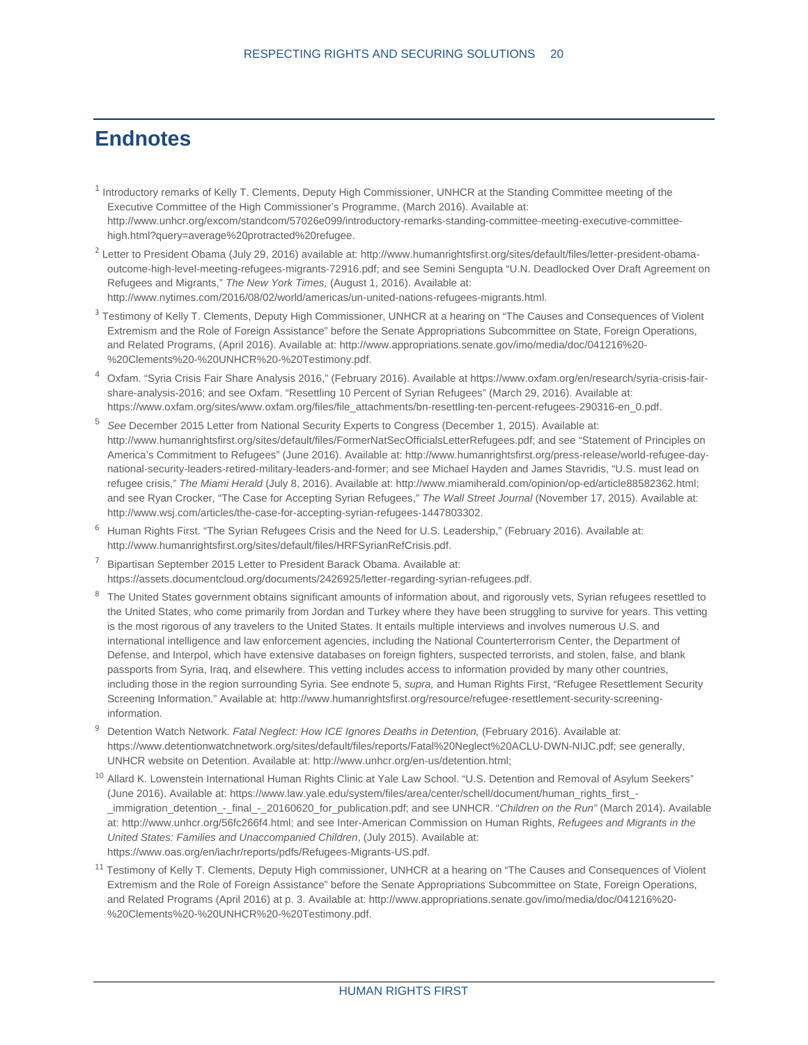# Endnotes

[1] Introductory remarks of Kelly T. Clements, Deputy High Commissioner, UNHCR at the Standing Committee meeting of the Executive Committee of the High Commissioner's Programme, (March 2016). Available at: http://www.unhcr.org/excom/standcom/57026e099/introductory-remarks-standing-committee-meeting-executive-committee-high.html?query=average%20protracted%20refugee.

[2] Letter to President Obama (July 29, 2016) available at: http://www.humanrightsfirst.org/sites/default/files/letter-president-obama-outcome-high-level-meeting-refugees-migrants-72916.pdf; and see Semini Sengupta "U.N. Deadlocked Over Draft Agreement on Refugees and Migrants," *The New York Times,* (August 1, 2016). Available at: http://www.nytimes.com/2016/08/02/world/americas/un-united-nations-refugees-migrants.html.

[3] Testimony of Kelly T. Clements, Deputy High Commissioner, UNHCR at a hearing on "The Causes and Consequences of Violent Extremism and the Role of Foreign Assistance" before the Senate Appropriations Subcommittee on State, Foreign Operations, and Related Programs, (April 2016). Available at: http://www.appropriations.senate.gov/imo/media/doc/041216%20-%20Clements%20-%20UNHCR%20-%20Testimony.pdf.

[4] Oxfam. "Syria Crisis Fair Share Analysis 2016," (February 2016). Available at https://www.oxfam.org/en/research/syria-crisis-fair-share-analysis-2016; and see Oxfam. "Resettling 10 Percent of Syrian Refugees" (March 29, 2016). Available at: https://www.oxfam.org/sites/www.oxfam.org/files/file_attachments/bn-resettling-ten-percent-refugees-290316-en_0.pdf.

[5] *See* December 2015 Letter from National Security Experts to Congress (December 1, 2015). Available at: http://www.humanrightsfirst.org/sites/default/files/FormerNatSecOfficialsLetterRefugees.pdf; and see "Statement of Principles on America's Commitment to Refugees" (June 2016). Available at: http://www.humanrightsfirst.org/press-release/world-refugee-day-national-security-leaders-retired-military-leaders-and-former; and see Michael Hayden and James Stavridis, "U.S. must lead on refugee crisis," *The Miami Herald* (July 8, 2016). Available at: http://www.miamiherald.com/opinion/op-ed/article88582362.html; and see Ryan Crocker, "The Case for Accepting Syrian Refugees," *The Wall Street Journal* (November 17, 2015). Available at: http://www.wsj.com/articles/the-case-for-accepting-syrian-refugees-1447803302.

[6] Human Rights First. "The Syrian Refugees Crisis and the Need for U.S. Leadership," (February 2016). Available at: http://www.humanrightsfirst.org/sites/default/files/HRFSyrianRefCrisis.pdf.

[7] Bipartisan September 2015 Letter to President Barack Obama. Available at: https://assets.documentcloud.org/documents/2426925/letter-regarding-syrian-refugees.pdf.

[8] The United States government obtains significant amounts of information about, and rigorously vets, Syrian refugees resettled to the United States, who come primarily from Jordan and Turkey where they have been struggling to survive for years. This vetting is the most rigorous of any travelers to the United States. It entails multiple interviews and involves numerous U.S. and international intelligence and law enforcement agencies, including the National Counterterrorism Center, the Department of Defense, and Interpol, which have extensive databases on foreign fighters, suspected terrorists, and stolen, false, and blank passports from Syria, Iraq, and elsewhere. This vetting includes access to information provided by many other countries, including those in the region surrounding Syria. See endnote 5, *supra,* and Human Rights First, "Refugee Resettlement Security Screening Information." Available at: http://www.humanrightsfirst.org/resource/refugee-resettlement-security-screening-information.

[9] Detention Watch Network. *Fatal Neglect: How ICE Ignores Deaths in Detention,* (February 2016). Available at: https://www.detentionwatchnetwork.org/sites/default/files/reports/Fatal%20Neglect%20ACLU-DWN-NIJC.pdf; see generally, UNHCR website on Detention. Available at: http://www.unhcr.org/en-us/detention.html;

[10] Allard K. Lowenstein International Human Rights Clinic at Yale Law School. "U.S. Detention and Removal of Asylum Seekers" (June 2016). Available at: https://www.law.yale.edu/system/files/area/center/schell/document/human_rights_first_-_immigration_detention_-_final_-_20160620_for_publication.pdf; and see UNHCR. "*Children on the Run"* (March 2014). Available at: http://www.unhcr.org/56fc266f4.html; and see Inter-American Commission on Human Rights, *Refugees and Migrants in the United States: Families and Unaccompanied Children*, (July 2015). Available at: https://www.oas.org/en/iachr/reports/pdfs/Refugees-Migrants-US.pdf.

[11] Testimony of Kelly T. Clements, Deputy High commissioner, UNHCR at a hearing on "The Causes and Consequences of Violent Extremism and the Role of Foreign Assistance" before the Senate Appropriations Subcommittee on State, Foreign Operations, and Related Programs (April 2016) at p. 3. Available at: http://www.appropriations.senate.gov/imo/media/doc/041216%20-%20Clements%20-%20UNHCR%20-%20Testimony.pdf.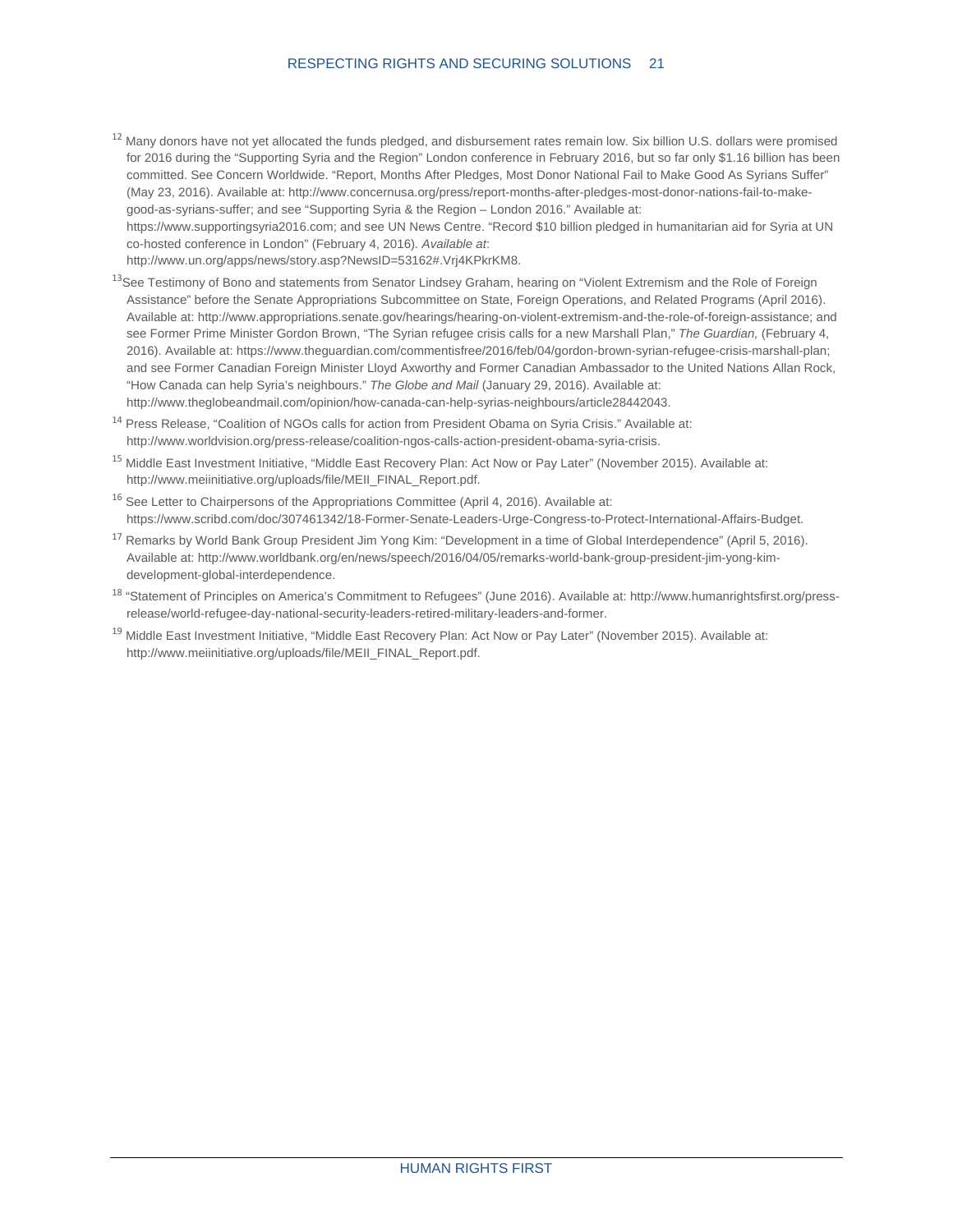[12] Many donors have not yet allocated the funds pledged, and disbursement rates remain low. Six billion U.S. dollars were promised for 2016 during the "Supporting Syria and the Region" London conference in February 2016, but so far only $1.16 billion has been committed. See Concern Worldwide. "Report, Months After Pledges, Most Donor National Fail to Make Good As Syrians Suffer" (May 23, 2016). Available at: http://www.concernusa.org/press/report-months-after-pledges-most-donor-nations-fail-to-make-good-as-syrians-suffer; and see "Supporting Syria & the Region – London 2016." Available at: https://www.supportingsyria2016.com; and see UN News Centre. "Record $10 billion pledged in humanitarian aid for Syria at UN co-hosted conference in London" (February 4, 2016). *Available at*: http://www.un.org/apps/news/story.asp?NewsID=53162#.Vrj4KPkrKM8.

[13] See Testimony of Bono and statements from Senator Lindsey Graham, hearing on "Violent Extremism and the Role of Foreign Assistance" before the Senate Appropriations Subcommittee on State, Foreign Operations, and Related Programs (April 2016). Available at: http://www.appropriations.senate.gov/hearings/hearing-on-violent-extremism-and-the-role-of-foreign-assistance; and see Former Prime Minister Gordon Brown, "The Syrian refugee crisis calls for a new Marshall Plan," *The Guardian,* (February 4, 2016). Available at: https://www.theguardian.com/commentisfree/2016/feb/04/gordon-brown-syrian-refugee-crisis-marshall-plan; and see Former Canadian Foreign Minister Lloyd Axworthy and Former Canadian Ambassador to the United Nations Allan Rock, "How Canada can help Syria's neighbours." *The Globe and Mail* (January 29, 2016). Available at: http://www.theglobeandmail.com/opinion/how-canada-can-help-syrias-neighbours/article28442043.

[14] Press Release, "Coalition of NGOs calls for action from President Obama on Syria Crisis." Available at: http://www.worldvision.org/press-release/coalition-ngos-calls-action-president-obama-syria-crisis.

[15] Middle East Investment Initiative, "Middle East Recovery Plan: Act Now or Pay Later" (November 2015). Available at: http://www.meiinitiative.org/uploads/file/MEII_FINAL_Report.pdf.

[16] See Letter to Chairpersons of the Appropriations Committee (April 4, 2016). Available at: https://www.scribd.com/doc/307461342/18-Former-Senate-Leaders-Urge-Congress-to-Protect-International-Affairs-Budget.

[17] Remarks by World Bank Group President Jim Yong Kim: "Development in a time of Global Interdependence" (April 5, 2016). Available at: http://www.worldbank.org/en/news/speech/2016/04/05/remarks-world-bank-group-president-jim-yong-kim-development-global-interdependence.

[18] "Statement of Principles on America's Commitment to Refugees" (June 2016). Available at: http://www.humanrightsfirst.org/press-release/world-refugee-day-national-security-leaders-retired-military-leaders-and-former.

[19] Middle East Investment Initiative, "Middle East Recovery Plan: Act Now or Pay Later" (November 2015). Available at: http://www.meiinitiative.org/uploads/file/MEII_FINAL_Report.pdf.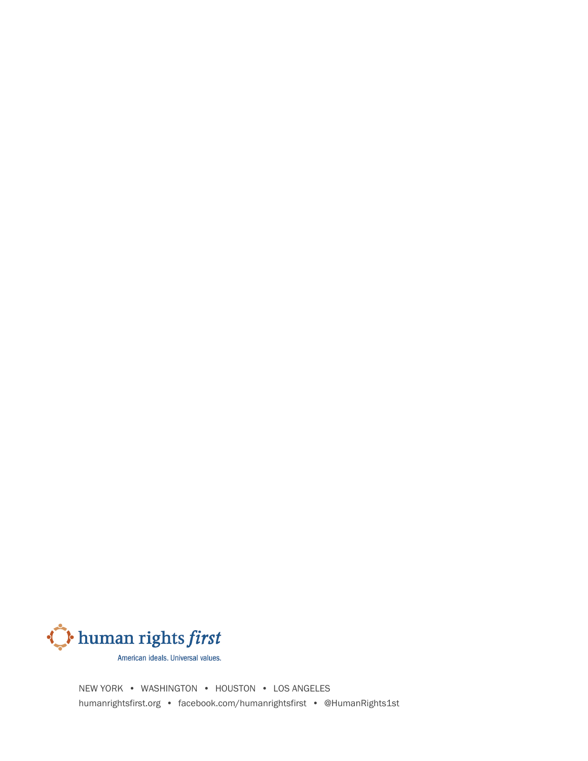human rights *first*

American ideals. Universal values.

NEW YORK • WASHINGTON • HOUSTON • LOS ANGELES

humanrightsfirst.org • facebook.com/humanrightsfirst • @HumanRights1st